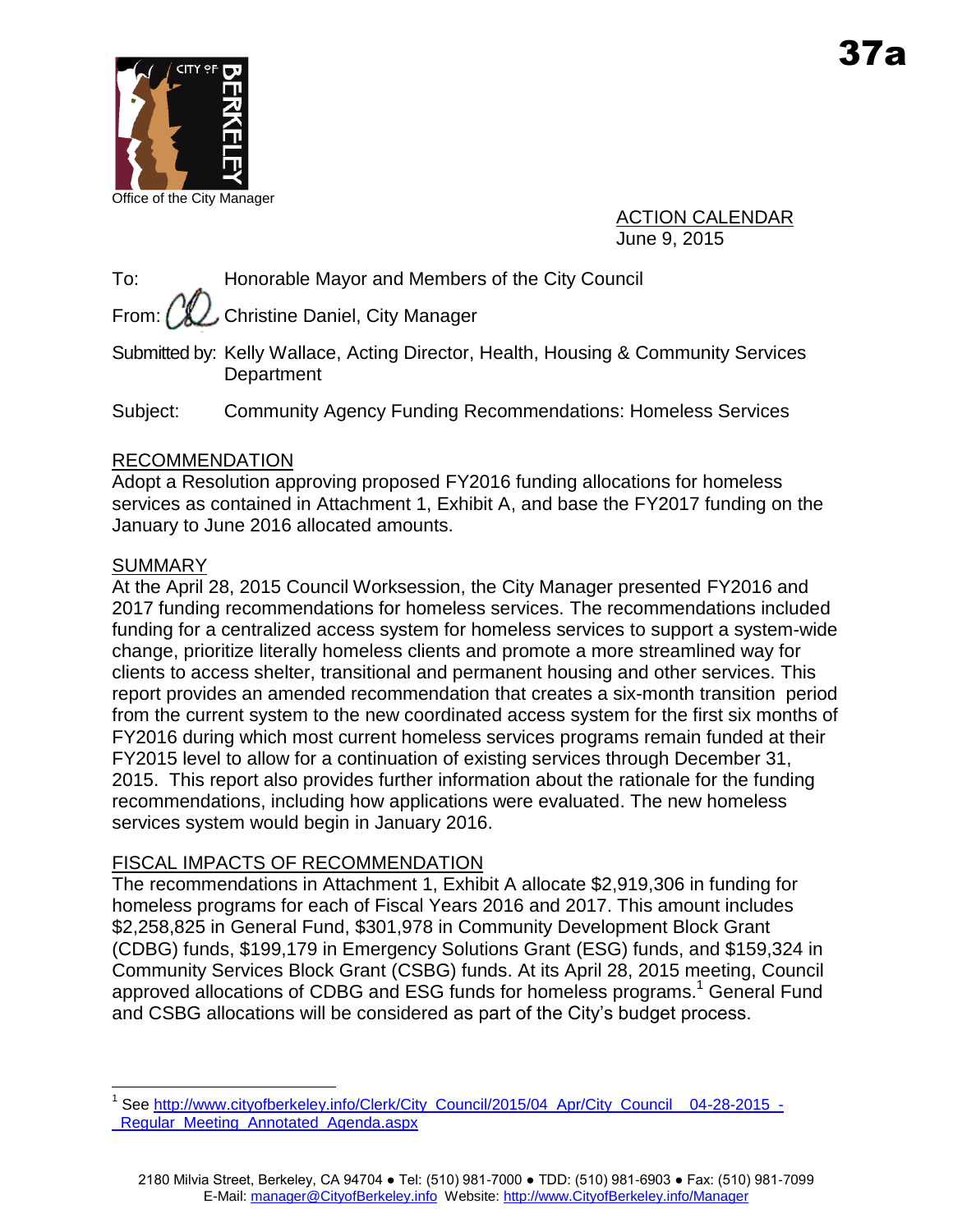37a

Office of the City Manager

ACTION CALENDAR
June 9, 2015

To: Honorable Mayor and Members of the City Council

From: Christine Daniel, City Manager

Submitted by: Kelly Wallace, Acting Director, Health, Housing & Community Services Department

Subject: Community Agency Funding Recommendations: Homeless Services

## RECOMMENDATION

Adopt a Resolution approving proposed FY2016 funding allocations for homeless services as contained in Attachment 1, Exhibit A, and base the FY2017 funding on the January to June 2016 allocated amounts.

## SUMMARY

At the April 28, 2015 Council Worksession, the City Manager presented FY2016 and 2017 funding recommendations for homeless services. The recommendations included funding for a centralized access system for homeless services to support a system-wide change, prioritize literally homeless clients and promote a more streamlined way for clients to access shelter, transitional and permanent housing and other services. This report provides an amended recommendation that creates a six-month transition period from the current system to the new coordinated access system for the first six months of FY2016 during which most current homeless services programs remain funded at their FY2015 level to allow for a continuation of existing services through December 31, 2015. This report also provides further information about the rationale for the funding recommendations, including how applications were evaluated. The new homeless services system would begin in January 2016.

## FISCAL IMPACTS OF RECOMMENDATION

The recommendations in Attachment 1, Exhibit A allocate $2,919,306 in funding for homeless programs for each of Fiscal Years 2016 and 2017. This amount includes $2,258,825 in General Fund, $301,978 in Community Development Block Grant (CDBG) funds, $199,179 in Emergency Solutions Grant (ESG) funds, and $159,324 in Community Services Block Grant (CSBG) funds. At its April 28, 2015 meeting, Council approved allocations of CDBG and ESG funds for homeless programs.[1] General Fund and CSBG allocations will be considered as part of the City's budget process.

[1] See http://www.cityofberkeley.info/Clerk/City_Council/2015/04_Apr/City_Council__04-28-2015_-_Regular_Meeting_Annotated_Agenda.aspx

2180 Milvia Street, Berkeley, CA 94704 ● Tel: (510) 981-7000 ● TDD: (510) 981-6903 ● Fax: (510) 981-7099
E-Mail: manager@CityofBerkeley.info Website: http://www.CityofBerkeley.info/Manager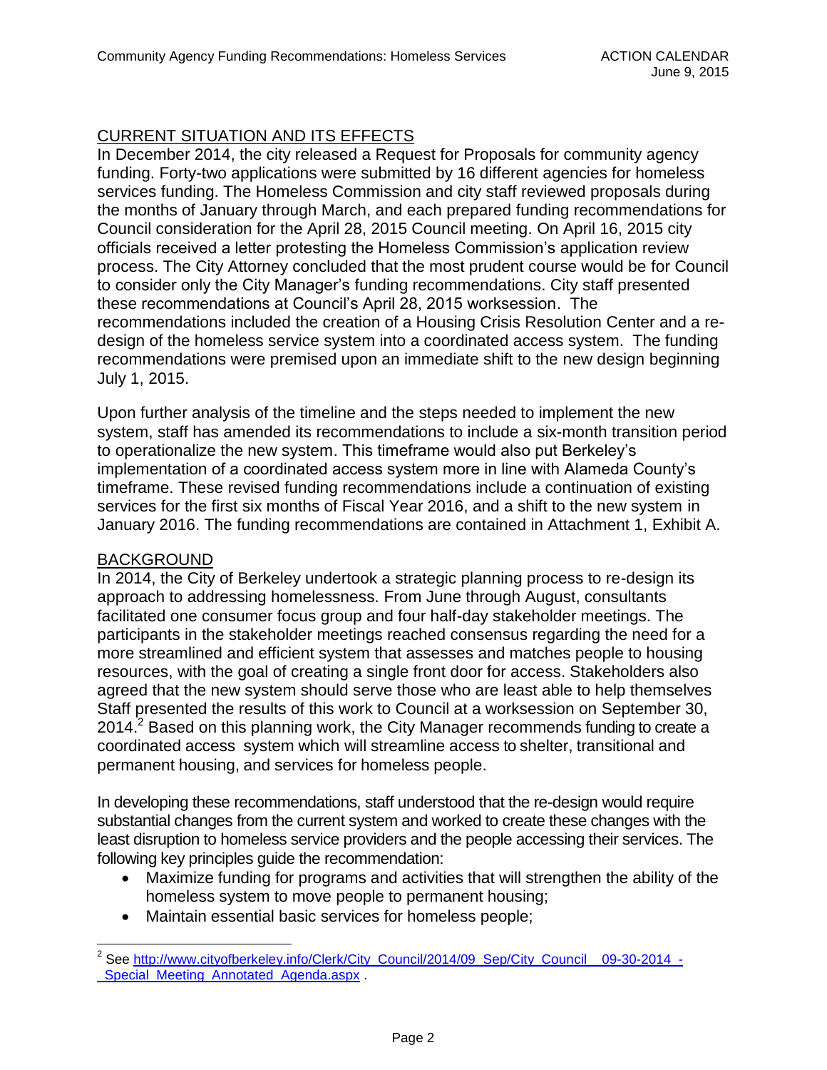## CURRENT SITUATION AND ITS EFFECTS

In December 2014, the city released a Request for Proposals for community agency funding. Forty-two applications were submitted by 16 different agencies for homeless services funding. The Homeless Commission and city staff reviewed proposals during the months of January through March, and each prepared funding recommendations for Council consideration for the April 28, 2015 Council meeting. On April 16, 2015 city officials received a letter protesting the Homeless Commission's application review process. The City Attorney concluded that the most prudent course would be for Council to consider only the City Manager's funding recommendations. City staff presented these recommendations at Council's April 28, 2015 worksession. The recommendations included the creation of a Housing Crisis Resolution Center and a re-design of the homeless service system into a coordinated access system. The funding recommendations were premised upon an immediate shift to the new design beginning July 1, 2015.

Upon further analysis of the timeline and the steps needed to implement the new system, staff has amended its recommendations to include a six-month transition period to operationalize the new system. This timeframe would also put Berkeley's implementation of a coordinated access system more in line with Alameda County's timeframe. These revised funding recommendations include a continuation of existing services for the first six months of Fiscal Year 2016, and a shift to the new system in January 2016. The funding recommendations are contained in Attachment 1, Exhibit A.

## BACKGROUND

In 2014, the City of Berkeley undertook a strategic planning process to re-design its approach to addressing homelessness. From June through August, consultants facilitated one consumer focus group and four half-day stakeholder meetings. The participants in the stakeholder meetings reached consensus regarding the need for a more streamlined and efficient system that assesses and matches people to housing resources, with the goal of creating a single front door for access. Stakeholders also agreed that the new system should serve those who are least able to help themselves Staff presented the results of this work to Council at a worksession on September 30, 2014.[2] Based on this planning work, the City Manager recommends funding to create a coordinated access system which will streamline access to shelter, transitional and permanent housing, and services for homeless people.

In developing these recommendations, staff understood that the re-design would require substantial changes from the current system and worked to create these changes with the least disruption to homeless service providers and the people accessing their services. The following key principles guide the recommendation:

- Maximize funding for programs and activities that will strengthen the ability of the homeless system to move people to permanent housing;
- Maintain essential basic services for homeless people;

---

[2] See http://www.cityofberkeley.info/Clerk/City_Council/2014/09_Sep/City_Council__09-30-2014_-_Special_Meeting_Annotated_Agenda.aspx .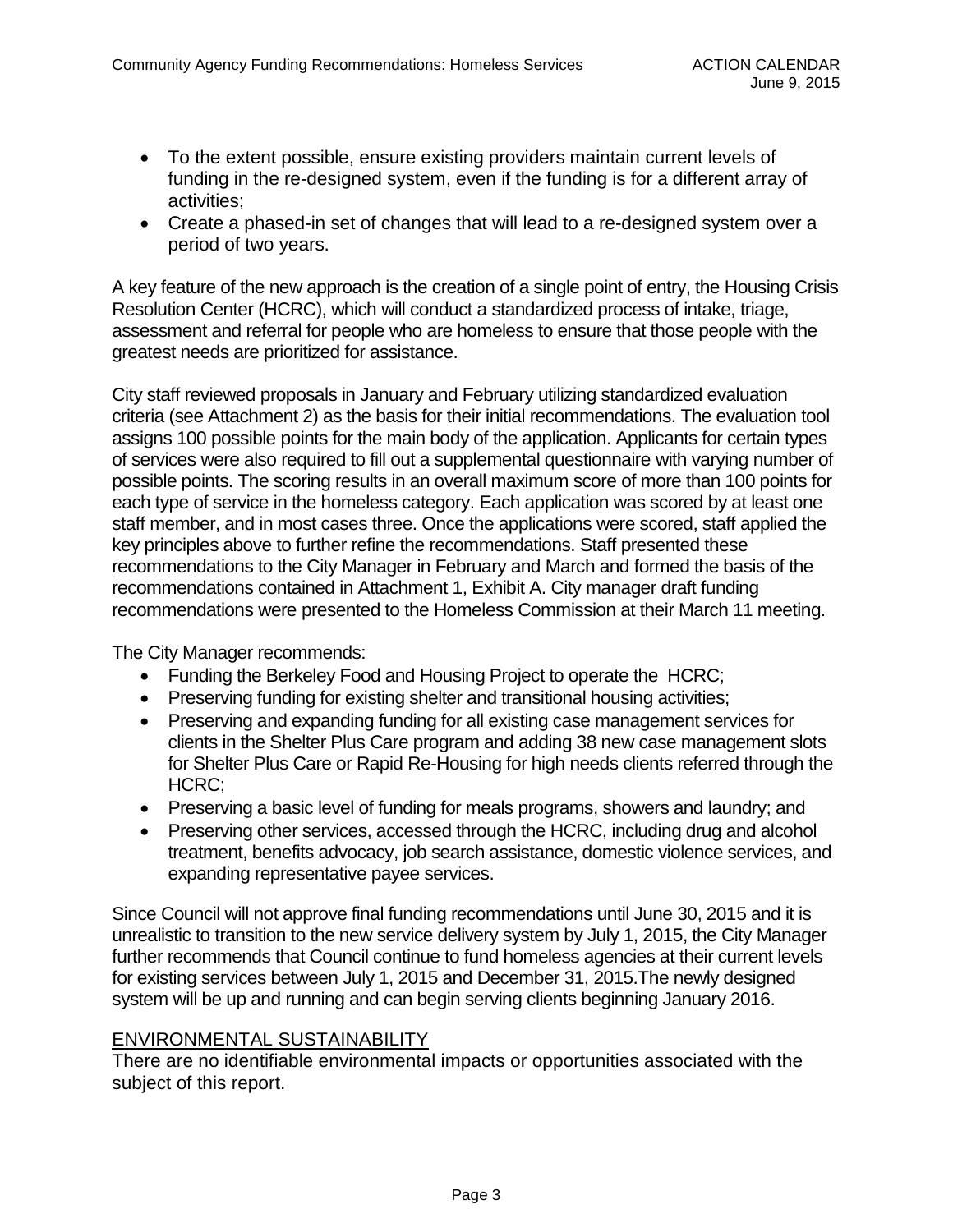- To the extent possible, ensure existing providers maintain current levels of funding in the re-designed system, even if the funding is for a different array of activities;
- Create a phased-in set of changes that will lead to a re-designed system over a period of two years.

A key feature of the new approach is the creation of a single point of entry, the Housing Crisis Resolution Center (HCRC), which will conduct a standardized process of intake, triage, assessment and referral for people who are homeless to ensure that those people with the greatest needs are prioritized for assistance.

City staff reviewed proposals in January and February utilizing standardized evaluation criteria (see Attachment 2) as the basis for their initial recommendations. The evaluation tool assigns 100 possible points for the main body of the application. Applicants for certain types of services were also required to fill out a supplemental questionnaire with varying number of possible points. The scoring results in an overall maximum score of more than 100 points for each type of service in the homeless category. Each application was scored by at least one staff member, and in most cases three. Once the applications were scored, staff applied the key principles above to further refine the recommendations. Staff presented these recommendations to the City Manager in February and March and formed the basis of the recommendations contained in Attachment 1, Exhibit A. City manager draft funding recommendations were presented to the Homeless Commission at their March 11 meeting.

The City Manager recommends:

- Funding the Berkeley Food and Housing Project to operate the HCRC;
- Preserving funding for existing shelter and transitional housing activities;
- Preserving and expanding funding for all existing case management services for clients in the Shelter Plus Care program and adding 38 new case management slots for Shelter Plus Care or Rapid Re-Housing for high needs clients referred through the HCRC;
- Preserving a basic level of funding for meals programs, showers and laundry; and
- Preserving other services, accessed through the HCRC, including drug and alcohol treatment, benefits advocacy, job search assistance, domestic violence services, and expanding representative payee services.

Since Council will not approve final funding recommendations until June 30, 2015 and it is unrealistic to transition to the new service delivery system by July 1, 2015, the City Manager further recommends that Council continue to fund homeless agencies at their current levels for existing services between July 1, 2015 and December 31, 2015.The newly designed system will be up and running and can begin serving clients beginning January 2016.

## ENVIRONMENTAL SUSTAINABILITY

There are no identifiable environmental impacts or opportunities associated with the subject of this report.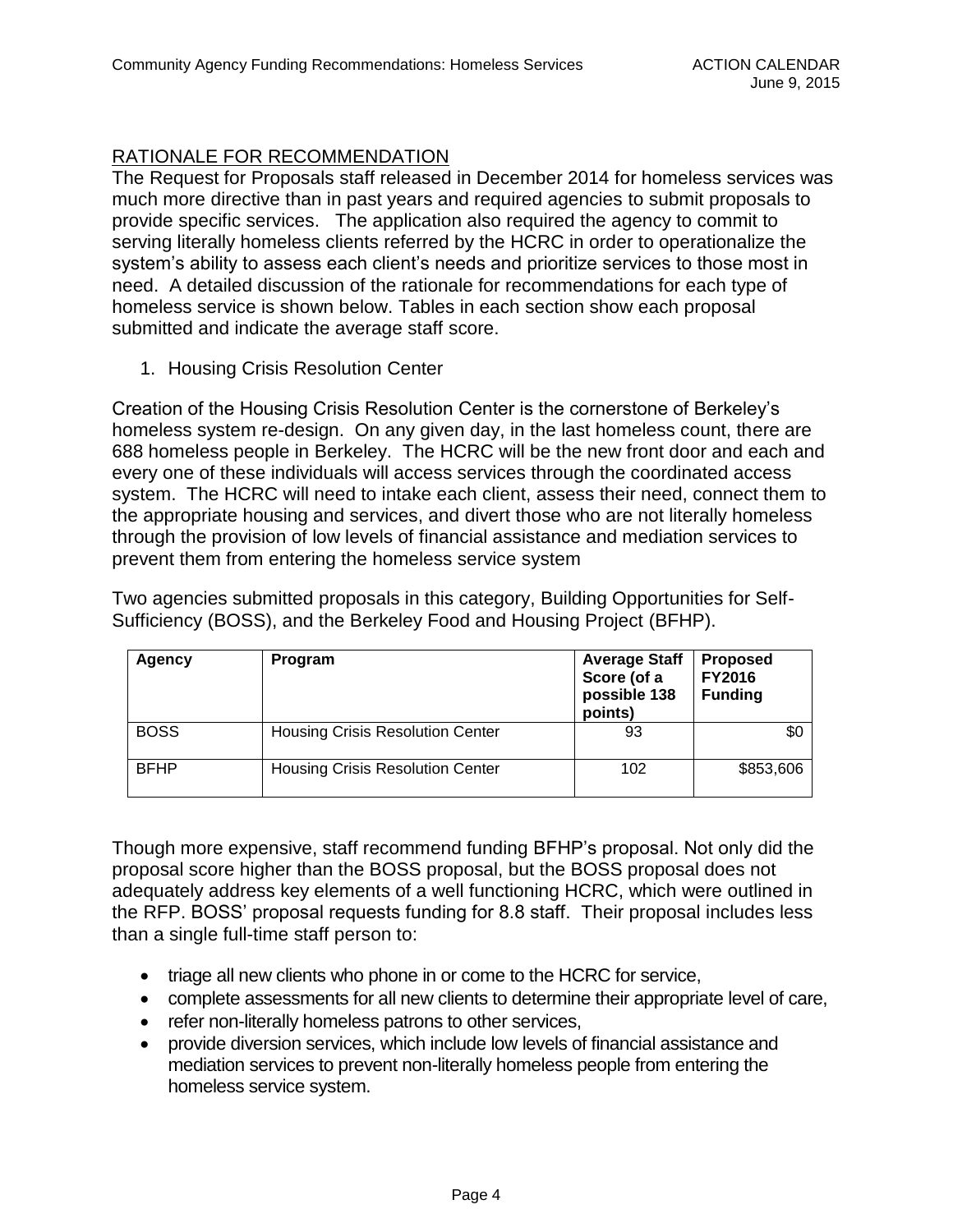## RATIONALE FOR RECOMMENDATION

The Request for Proposals staff released in December 2014 for homeless services was much more directive than in past years and required agencies to submit proposals to provide specific services. The application also required the agency to commit to serving literally homeless clients referred by the HCRC in order to operationalize the system's ability to assess each client's needs and prioritize services to those most in need. A detailed discussion of the rationale for recommendations for each type of homeless service is shown below. Tables in each section show each proposal submitted and indicate the average staff score.

1. Housing Crisis Resolution Center

Creation of the Housing Crisis Resolution Center is the cornerstone of Berkeley's homeless system re-design. On any given day, in the last homeless count, there are 688 homeless people in Berkeley. The HCRC will be the new front door and each and every one of these individuals will access services through the coordinated access system. The HCRC will need to intake each client, assess their need, connect them to the appropriate housing and services, and divert those who are not literally homeless through the provision of low levels of financial assistance and mediation services to prevent them from entering the homeless service system

Two agencies submitted proposals in this category, Building Opportunities for Self-Sufficiency (BOSS), and the Berkeley Food and Housing Project (BFHP).

| Agency | Program | Average Staff Score (of a possible 138 points) | Proposed FY2016 Funding |
|---|---|---|---|
| BOSS | Housing Crisis Resolution Center | 93 | $0 |
| BFHP | Housing Crisis Resolution Center | 102 | $853,606 |

Though more expensive, staff recommend funding BFHP's proposal. Not only did the proposal score higher than the BOSS proposal, but the BOSS proposal does not adequately address key elements of a well functioning HCRC, which were outlined in the RFP. BOSS' proposal requests funding for 8.8 staff. Their proposal includes less than a single full-time staff person to:

- triage all new clients who phone in or come to the HCRC for service,
- complete assessments for all new clients to determine their appropriate level of care,
- refer non-literally homeless patrons to other services,
- provide diversion services, which include low levels of financial assistance and mediation services to prevent non-literally homeless people from entering the homeless service system.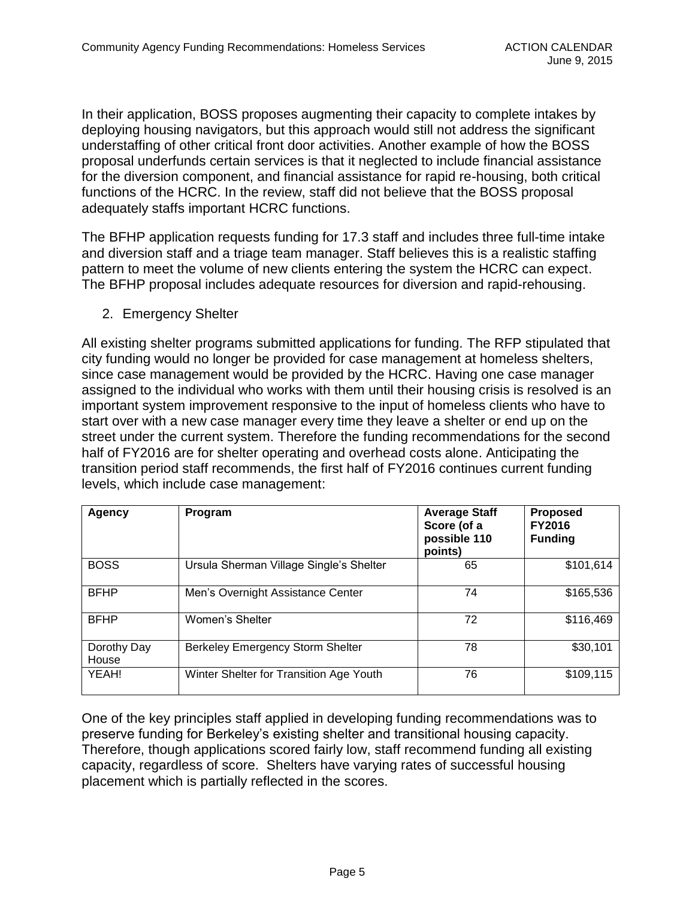In their application, BOSS proposes augmenting their capacity to complete intakes by deploying housing navigators, but this approach would still not address the significant understaffing of other critical front door activities. Another example of how the BOSS proposal underfunds certain services is that it neglected to include financial assistance for the diversion component, and financial assistance for rapid re-housing, both critical functions of the HCRC. In the review, staff did not believe that the BOSS proposal adequately staffs important HCRC functions.

The BFHP application requests funding for 17.3 staff and includes three full-time intake and diversion staff and a triage team manager. Staff believes this is a realistic staffing pattern to meet the volume of new clients entering the system the HCRC can expect. The BFHP proposal includes adequate resources for diversion and rapid-rehousing.

2. Emergency Shelter

All existing shelter programs submitted applications for funding. The RFP stipulated that city funding would no longer be provided for case management at homeless shelters, since case management would be provided by the HCRC. Having one case manager assigned to the individual who works with them until their housing crisis is resolved is an important system improvement responsive to the input of homeless clients who have to start over with a new case manager every time they leave a shelter or end up on the street under the current system. Therefore the funding recommendations for the second half of FY2016 are for shelter operating and overhead costs alone. Anticipating the transition period staff recommends, the first half of FY2016 continues current funding levels, which include case management:

| Agency | Program | Average Staff Score (of a possible 110 points) | Proposed FY2016 Funding |
|---|---|---|---|
| BOSS | Ursula Sherman Village Single's Shelter | 65 | $101,614 |
| BFHP | Men's Overnight Assistance Center | 74 | $165,536 |
| BFHP | Women's Shelter | 72 | $116,469 |
| Dorothy Day House | Berkeley Emergency Storm Shelter | 78 | $30,101 |
| YEAH! | Winter Shelter for Transition Age Youth | 76 | $109,115 |

One of the key principles staff applied in developing funding recommendations was to preserve funding for Berkeley's existing shelter and transitional housing capacity. Therefore, though applications scored fairly low, staff recommend funding all existing capacity, regardless of score. Shelters have varying rates of successful housing placement which is partially reflected in the scores.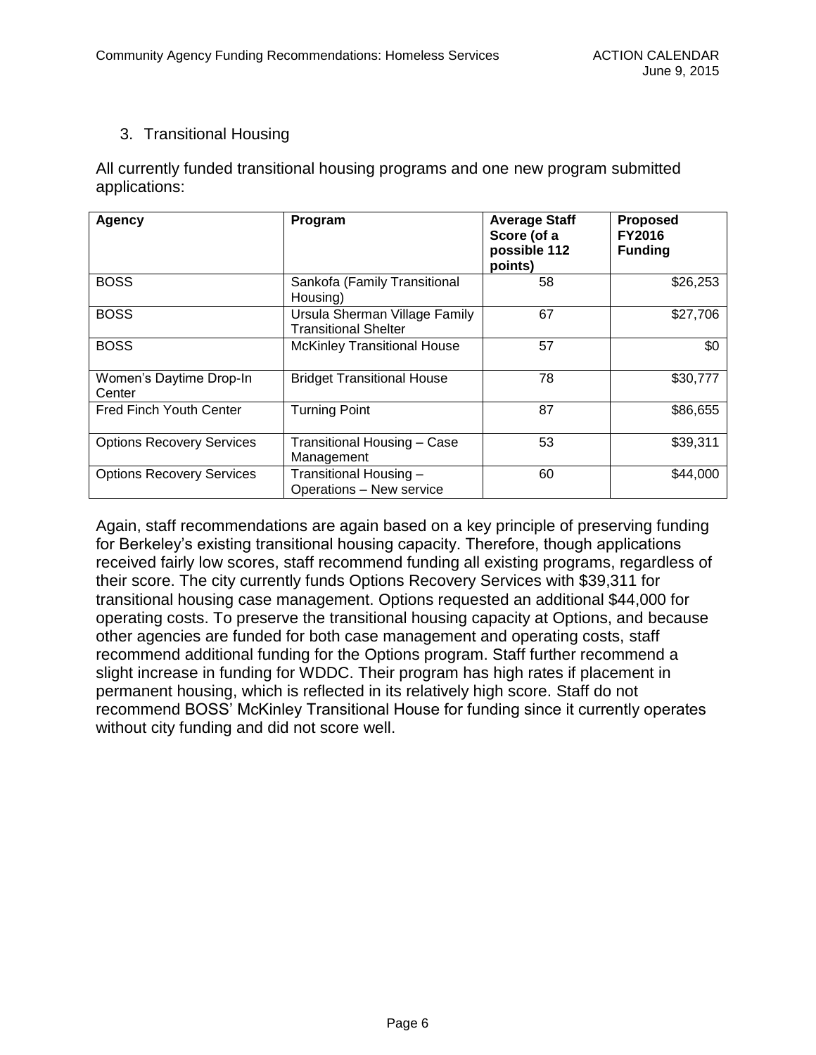3. Transitional Housing

All currently funded transitional housing programs and one new program submitted applications:

| Agency | Program | Average Staff Score (of a possible 112 points) | Proposed FY2016 Funding |
|---|---|---|---|
| BOSS | Sankofa (Family Transitional Housing) | 58 | $26,253 |
| BOSS | Ursula Sherman Village Family Transitional Shelter | 67 | $27,706 |
| BOSS | McKinley Transitional House | 57 | $0 |
| Women's Daytime Drop-In Center | Bridget Transitional House | 78 | $30,777 |
| Fred Finch Youth Center | Turning Point | 87 | $86,655 |
| Options Recovery Services | Transitional Housing – Case Management | 53 | $39,311 |
| Options Recovery Services | Transitional Housing – Operations – New service | 60 | $44,000 |

Again, staff recommendations are again based on a key principle of preserving funding for Berkeley's existing transitional housing capacity. Therefore, though applications received fairly low scores, staff recommend funding all existing programs, regardless of their score. The city currently funds Options Recovery Services with $39,311 for transitional housing case management. Options requested an additional $44,000 for operating costs. To preserve the transitional housing capacity at Options, and because other agencies are funded for both case management and operating costs, staff recommend additional funding for the Options program. Staff further recommend a slight increase in funding for WDDC. Their program has high rates if placement in permanent housing, which is reflected in its relatively high score. Staff do not recommend BOSS' McKinley Transitional House for funding since it currently operates without city funding and did not score well.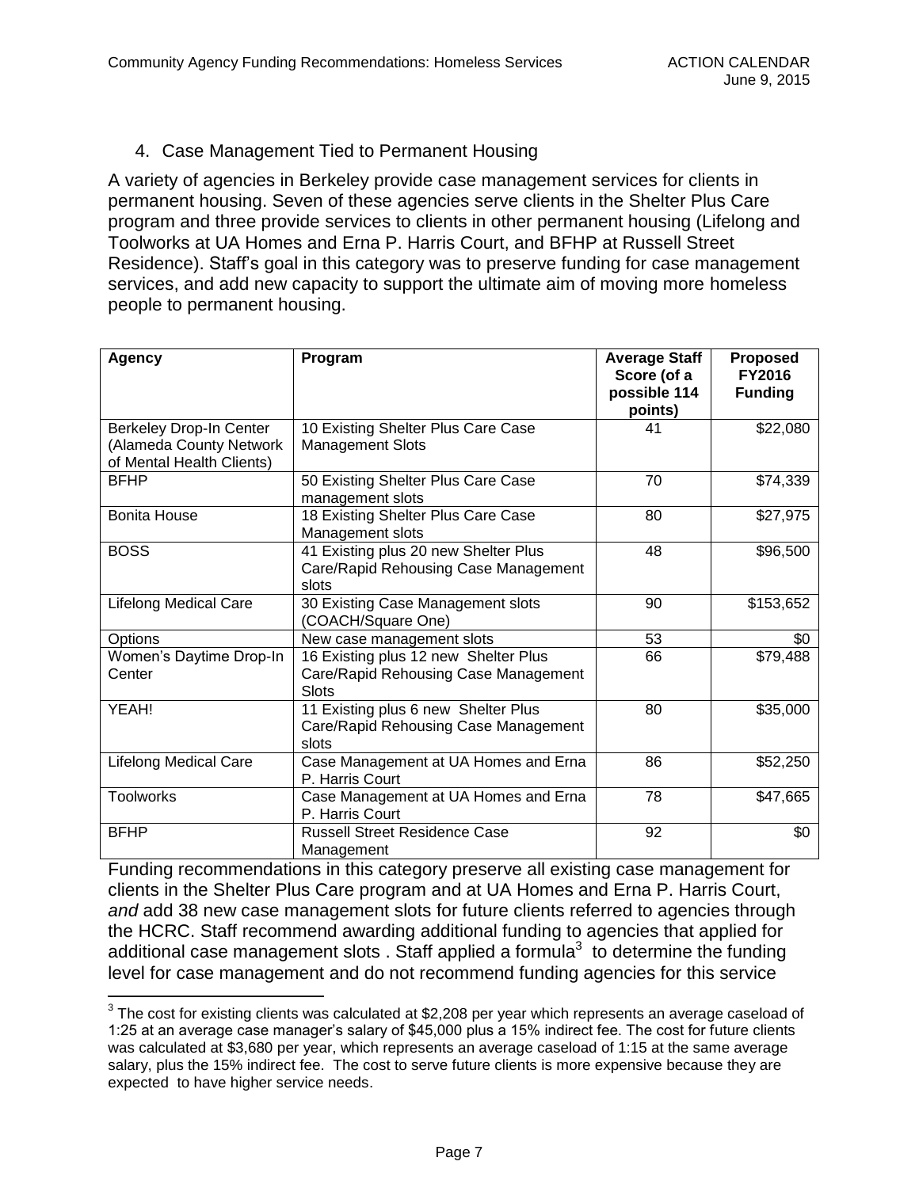4. Case Management Tied to Permanent Housing

A variety of agencies in Berkeley provide case management services for clients in permanent housing. Seven of these agencies serve clients in the Shelter Plus Care program and three provide services to clients in other permanent housing (Lifelong and Toolworks at UA Homes and Erna P. Harris Court, and BFHP at Russell Street Residence). Staff's goal in this category was to preserve funding for case management services, and add new capacity to support the ultimate aim of moving more homeless people to permanent housing.

| Agency | Program | Average Staff Score (of a possible 114 points) | Proposed FY2016 Funding |
|---|---|---|---|
| Berkeley Drop-In Center (Alameda County Network of Mental Health Clients) | 10 Existing Shelter Plus Care Case Management Slots | 41 | $22,080 |
| BFHP | 50 Existing Shelter Plus Care Case management slots | 70 | $74,339 |
| Bonita House | 18 Existing Shelter Plus Care Case Management slots | 80 | $27,975 |
| BOSS | 41 Existing plus 20 new Shelter Plus Care/Rapid Rehousing Case Management slots | 48 | $96,500 |
| Lifelong Medical Care | 30 Existing Case Management slots (COACH/Square One) | 90 | $153,652 |
| Options | New case management slots | 53 | $0 |
| Women's Daytime Drop-In Center | 16 Existing plus 12 new Shelter Plus Care/Rapid Rehousing Case Management Slots | 66 | $79,488 |
| YEAH! | 11 Existing plus 6 new Shelter Plus Care/Rapid Rehousing Case Management slots | 80 | $35,000 |
| Lifelong Medical Care | Case Management at UA Homes and Erna P. Harris Court | 86 | $52,250 |
| Toolworks | Case Management at UA Homes and Erna P. Harris Court | 78 | $47,665 |
| BFHP | Russell Street Residence Case Management | 92 | $0 |

Funding recommendations in this category preserve all existing case management for clients in the Shelter Plus Care program and at UA Homes and Erna P. Harris Court, *and* add 38 new case management slots for future clients referred to agencies through the HCRC. Staff recommend awarding additional funding to agencies that applied for additional case management slots . Staff applied a formula[3] to determine the funding level for case management and do not recommend funding agencies for this service

[3] The cost for existing clients was calculated at $2,208 per year which represents an average caseload of 1:25 at an average case manager's salary of $45,000 plus a 15% indirect fee. The cost for future clients was calculated at $3,680 per year, which represents an average caseload of 1:15 at the same average salary, plus the 15% indirect fee. The cost to serve future clients is more expensive because they are expected to have higher service needs.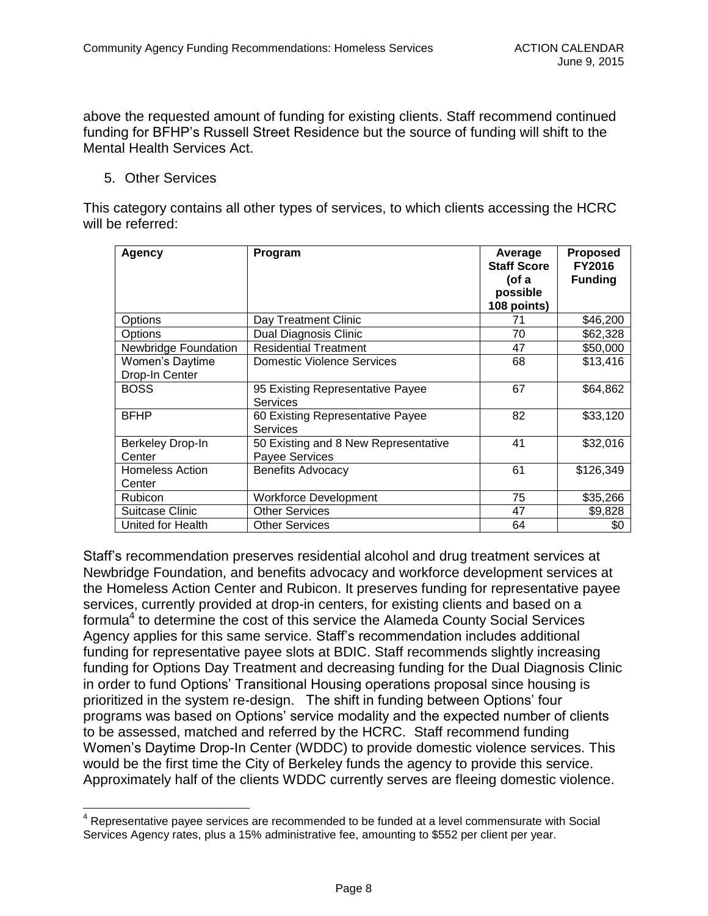above the requested amount of funding for existing clients. Staff recommend continued funding for BFHP's Russell Street Residence but the source of funding will shift to the Mental Health Services Act.

5. Other Services

This category contains all other types of services, to which clients accessing the HCRC will be referred:

| Agency | Program | Average Staff Score (of a possible 108 points) | Proposed FY2016 Funding |
|---|---|---|---|
| Options | Day Treatment Clinic | 71 | $46,200 |
| Options | Dual Diagnosis Clinic | 70 | $62,328 |
| Newbridge Foundation | Residential Treatment | 47 | $50,000 |
| Women's Daytime Drop-In Center | Domestic Violence Services | 68 | $13,416 |
| BOSS | 95 Existing Representative Payee Services | 67 | $64,862 |
| BFHP | 60 Existing Representative Payee Services | 82 | $33,120 |
| Berkeley Drop-In Center | 50 Existing and 8 New Representative Payee Services | 41 | $32,016 |
| Homeless Action Center | Benefits Advocacy | 61 | $126,349 |
| Rubicon | Workforce Development | 75 | $35,266 |
| Suitcase Clinic | Other Services | 47 | $9,828 |
| United for Health | Other Services | 64 | $0 |

Staff's recommendation preserves residential alcohol and drug treatment services at Newbridge Foundation, and benefits advocacy and workforce development services at the Homeless Action Center and Rubicon. It preserves funding for representative payee services, currently provided at drop-in centers, for existing clients and based on a formula[4] to determine the cost of this service the Alameda County Social Services Agency applies for this same service. Staff's recommendation includes additional funding for representative payee slots at BDIC. Staff recommends slightly increasing funding for Options Day Treatment and decreasing funding for the Dual Diagnosis Clinic in order to fund Options' Transitional Housing operations proposal since housing is prioritized in the system re-design. The shift in funding between Options' four programs was based on Options' service modality and the expected number of clients to be assessed, matched and referred by the HCRC. Staff recommend funding Women's Daytime Drop-In Center (WDDC) to provide domestic violence services. This would be the first time the City of Berkeley funds the agency to provide this service. Approximately half of the clients WDDC currently serves are fleeing domestic violence.

[4] Representative payee services are recommended to be funded at a level commensurate with Social Services Agency rates, plus a 15% administrative fee, amounting to $552 per client per year.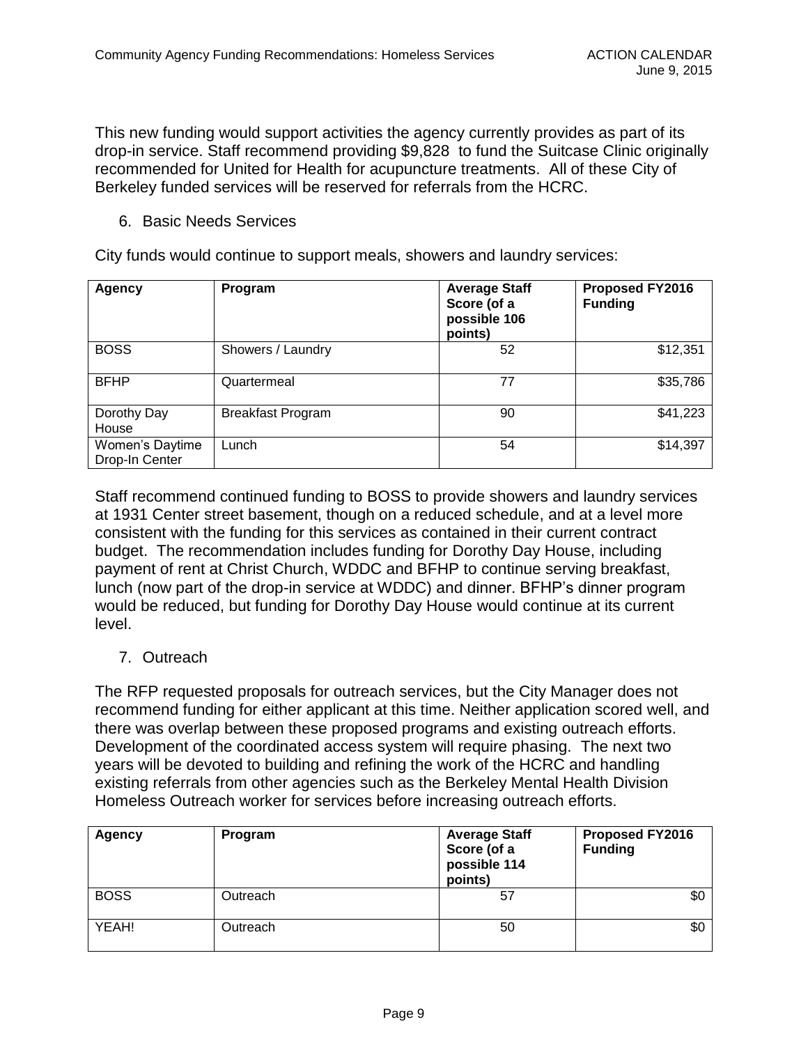This new funding would support activities the agency currently provides as part of its drop-in service. Staff recommend providing $9,828 to fund the Suitcase Clinic originally recommended for United for Health for acupuncture treatments. All of these City of Berkeley funded services will be reserved for referrals from the HCRC.

6. Basic Needs Services

City funds would continue to support meals, showers and laundry services:

| Agency | Program | Average Staff Score (of a possible 106 points) | Proposed FY2016 Funding |
|---|---|---|---|
| BOSS | Showers / Laundry | 52 | $12,351 |
| BFHP | Quartermeal | 77 | $35,786 |
| Dorothy Day House | Breakfast Program | 90 | $41,223 |
| Women's Daytime Drop-In Center | Lunch | 54 | $14,397 |

Staff recommend continued funding to BOSS to provide showers and laundry services at 1931 Center street basement, though on a reduced schedule, and at a level more consistent with the funding for this services as contained in their current contract budget. The recommendation includes funding for Dorothy Day House, including payment of rent at Christ Church, WDDC and BFHP to continue serving breakfast, lunch (now part of the drop-in service at WDDC) and dinner. BFHP's dinner program would be reduced, but funding for Dorothy Day House would continue at its current level.

7. Outreach

The RFP requested proposals for outreach services, but the City Manager does not recommend funding for either applicant at this time. Neither application scored well, and there was overlap between these proposed programs and existing outreach efforts. Development of the coordinated access system will require phasing. The next two years will be devoted to building and refining the work of the HCRC and handling existing referrals from other agencies such as the Berkeley Mental Health Division Homeless Outreach worker for services before increasing outreach efforts.

| Agency | Program | Average Staff Score (of a possible 114 points) | Proposed FY2016 Funding |
|---|---|---|---|
| BOSS | Outreach | 57 | $0 |
| YEAH! | Outreach | 50 | $0 |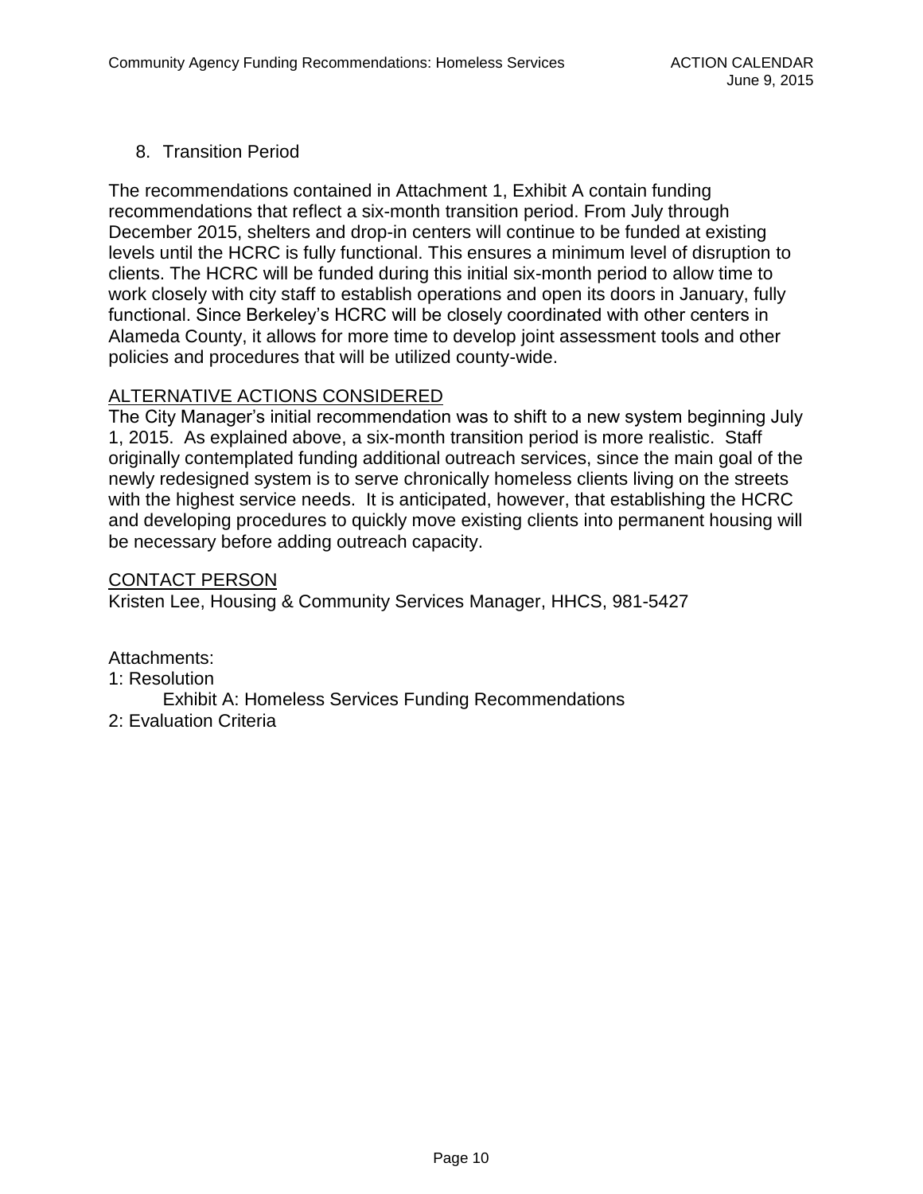8. Transition Period

The recommendations contained in Attachment 1, Exhibit A contain funding recommendations that reflect a six-month transition period. From July through December 2015, shelters and drop-in centers will continue to be funded at existing levels until the HCRC is fully functional. This ensures a minimum level of disruption to clients. The HCRC will be funded during this initial six-month period to allow time to work closely with city staff to establish operations and open its doors in January, fully functional. Since Berkeley's HCRC will be closely coordinated with other centers in Alameda County, it allows for more time to develop joint assessment tools and other policies and procedures that will be utilized county-wide.

## ALTERNATIVE ACTIONS CONSIDERED

The City Manager's initial recommendation was to shift to a new system beginning July 1, 2015. As explained above, a six-month transition period is more realistic. Staff originally contemplated funding additional outreach services, since the main goal of the newly redesigned system is to serve chronically homeless clients living on the streets with the highest service needs. It is anticipated, however, that establishing the HCRC and developing procedures to quickly move existing clients into permanent housing will be necessary before adding outreach capacity.

## CONTACT PERSON

Kristen Lee, Housing & Community Services Manager, HHCS, 981-5427

Attachments:
1: Resolution
    Exhibit A: Homeless Services Funding Recommendations
2: Evaluation Criteria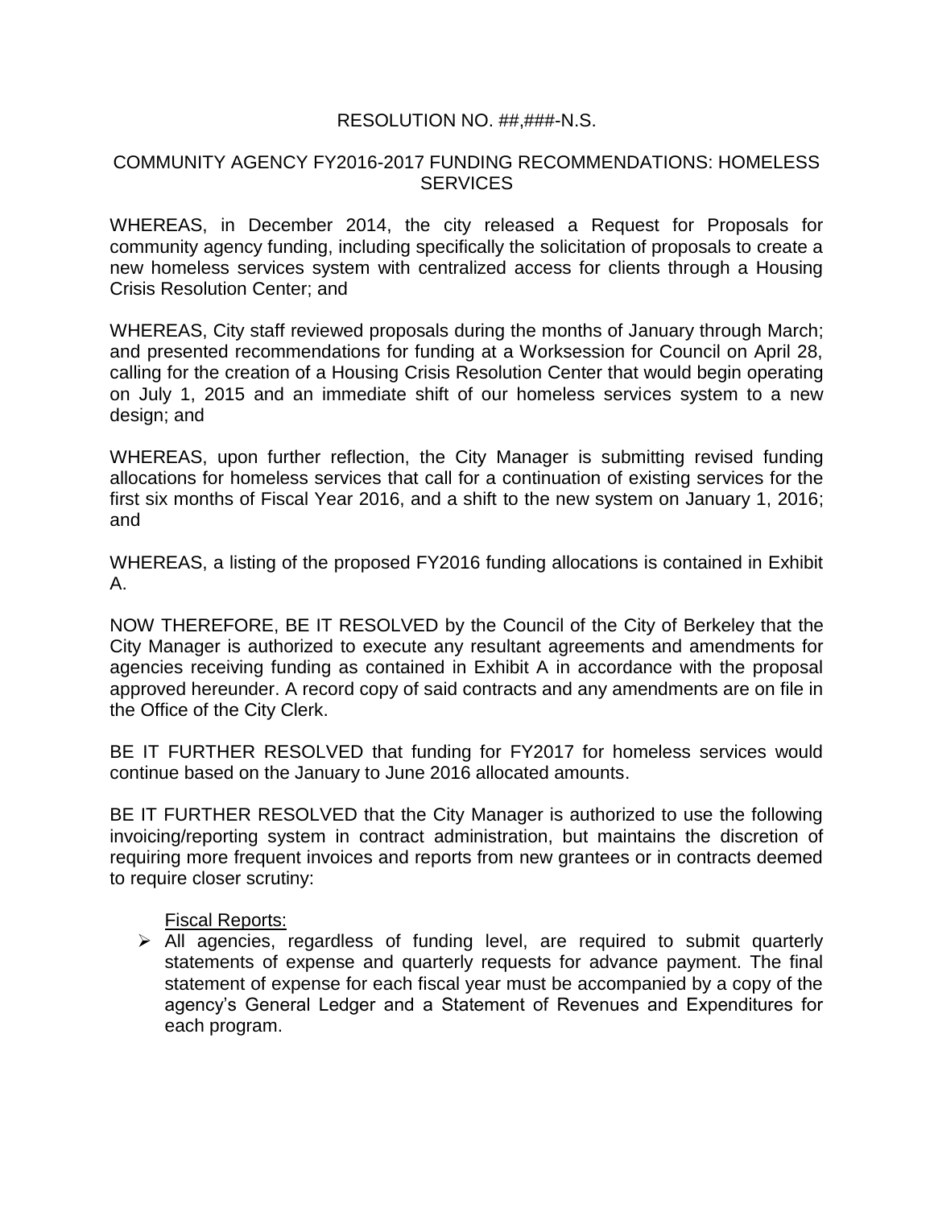RESOLUTION NO. ##,###-N.S.

COMMUNITY AGENCY FY2016-2017 FUNDING RECOMMENDATIONS: HOMELESS SERVICES

WHEREAS, in December 2014, the city released a Request for Proposals for community agency funding, including specifically the solicitation of proposals to create a new homeless services system with centralized access for clients through a Housing Crisis Resolution Center; and

WHEREAS, City staff reviewed proposals during the months of January through March; and presented recommendations for funding at a Worksession for Council on April 28, calling for the creation of a Housing Crisis Resolution Center that would begin operating on July 1, 2015 and an immediate shift of our homeless services system to a new design; and

WHEREAS, upon further reflection, the City Manager is submitting revised funding allocations for homeless services that call for a continuation of existing services for the first six months of Fiscal Year 2016, and a shift to the new system on January 1, 2016; and

WHEREAS, a listing of the proposed FY2016 funding allocations is contained in Exhibit A.

NOW THEREFORE, BE IT RESOLVED by the Council of the City of Berkeley that the City Manager is authorized to execute any resultant agreements and amendments for agencies receiving funding as contained in Exhibit A in accordance with the proposal approved hereunder. A record copy of said contracts and any amendments are on file in the Office of the City Clerk.

BE IT FURTHER RESOLVED that funding for FY2017 for homeless services would continue based on the January to June 2016 allocated amounts.

BE IT FURTHER RESOLVED that the City Manager is authorized to use the following invoicing/reporting system in contract administration, but maintains the discretion of requiring more frequent invoices and reports from new grantees or in contracts deemed to require closer scrutiny:

<u>Fiscal Reports:</u>

- All agencies, regardless of funding level, are required to submit quarterly statements of expense and quarterly requests for advance payment. The final statement of expense for each fiscal year must be accompanied by a copy of the agency's General Ledger and a Statement of Revenues and Expenditures for each program.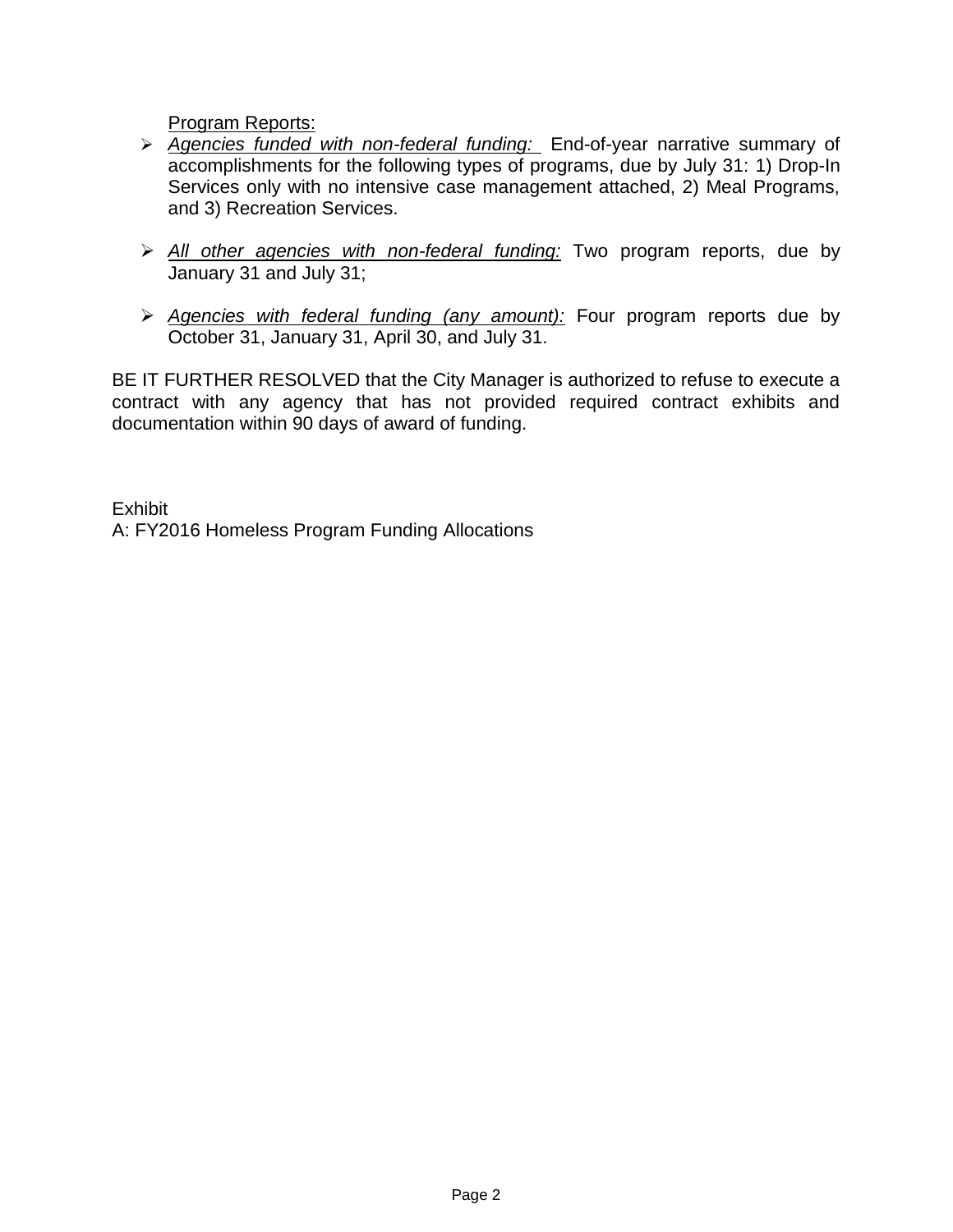Program Reports:

- *Agencies funded with non-federal funding:* End-of-year narrative summary of accomplishments for the following types of programs, due by July 31: 1) Drop-In Services only with no intensive case management attached, 2) Meal Programs, and 3) Recreation Services.

- *All other agencies with non-federal funding:* Two program reports, due by January 31 and July 31;

- *Agencies with federal funding (any amount):* Four program reports due by October 31, January 31, April 30, and July 31.

BE IT FURTHER RESOLVED that the City Manager is authorized to refuse to execute a contract with any agency that has not provided required contract exhibits and documentation within 90 days of award of funding.

Exhibit
A: FY2016 Homeless Program Funding Allocations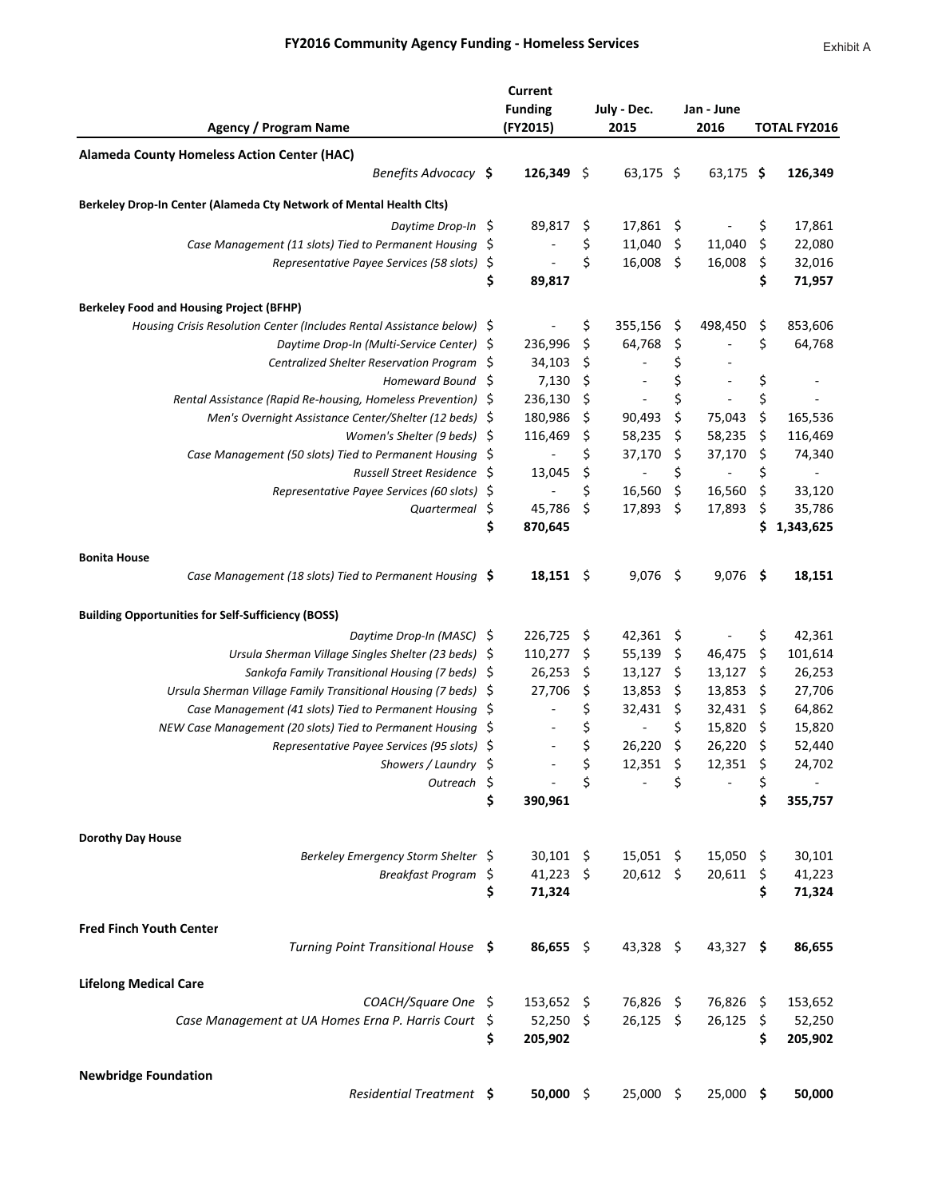# FY2016 Community Agency Funding - Homeless Services

Exhibit A

| Agency / Program Name | Current Funding (FY2015) | July - Dec. 2015 | Jan - June 2016 | TOTAL FY2016 |
|---|---|---|---|---|
| **Alameda County Homeless Action Center (HAC)** | | | | |
| *Benefits Advocacy* | **$ 126,349** | $ 63,175 | $ 63,175 | **$ 126,349** |
| **Berkeley Drop-In Center (Alameda Cty Network of Mental Health Clts)** | | | | |
| *Daytime Drop-In* | $ 89,817 | $ 17,861 | $ - | $ 17,861 |
| *Case Management (11 slots) Tied to Permanent Housing* | $ - | $ 11,040 | $ 11,040 | $ 22,080 |
| *Representative Payee Services (58 slots)* | $ - | $ 16,008 | $ 16,008 | $ 32,016 |
| | **$ 89,817** | | | **$ 71,957** |
| **Berkeley Food and Housing Project (BFHP)** | | | | |
| *Housing Crisis Resolution Center (Includes Rental Assistance below)* | $ - | $ 355,156 | $ 498,450 | $ 853,606 |
| *Daytime Drop-In (Multi-Service Center)* | $ 236,996 | $ 64,768 | $ - | $ 64,768 |
| *Centralized Shelter Reservation Program* | $ 34,103 | $ - | $ - | |
| *Homeward Bound* | $ 7,130 | $ - | $ - | $ - |
| *Rental Assistance (Rapid Re-housing, Homeless Prevention)* | $ 236,130 | $ - | $ - | $ - |
| *Men's Overnight Assistance Center/Shelter (12 beds)* | $ 180,986 | $ 90,493 | $ 75,043 | $ 165,536 |
| *Women's Shelter (9 beds)* | $ 116,469 | $ 58,235 | $ 58,235 | $ 116,469 |
| *Case Management (50 slots) Tied to Permanent Housing* | $ - | $ 37,170 | $ 37,170 | $ 74,340 |
| *Russell Street Residence* | $ 13,045 | $ - | $ - | $ - |
| *Representative Payee Services (60 slots)* | $ - | $ 16,560 | $ 16,560 | $ 33,120 |
| *Quartermeal* | $ 45,786 | $ 17,893 | $ 17,893 | $ 35,786 |
| | **$ 870,645** | | | **$ 1,343,625** |
| **Bonita House** | | | | |
| *Case Management (18 slots) Tied to Permanent Housing* | **$ 18,151** | $ 9,076 | $ 9,076 | **$ 18,151** |
| **Building Opportunities for Self-Sufficiency (BOSS)** | | | | |
| *Daytime Drop-In (MASC)* | $ 226,725 | $ 42,361 | $ - | $ 42,361 |
| *Ursula Sherman Village Singles Shelter (23 beds)* | $ 110,277 | $ 55,139 | $ 46,475 | $ 101,614 |
| *Sankofa Family Transitional Housing (7 beds)* | $ 26,253 | $ 13,127 | $ 13,127 | $ 26,253 |
| *Ursula Sherman Village Family Transitional Housing (7 beds)* | $ 27,706 | $ 13,853 | $ 13,853 | $ 27,706 |
| *Case Management (41 slots) Tied to Permanent Housing* | $ - | $ 32,431 | $ 32,431 | $ 64,862 |
| *NEW Case Management (20 slots) Tied to Permanent Housing* | $ - | $ - | $ 15,820 | $ 15,820 |
| *Representative Payee Services (95 slots)* | $ - | $ 26,220 | $ 26,220 | $ 52,440 |
| *Showers / Laundry* | $ - | $ 12,351 | $ 12,351 | $ 24,702 |
| *Outreach* | $ - | $ - | $ - | $ - |
| | **$ 390,961** | | | **$ 355,757** |
| **Dorothy Day House** | | | | |
| *Berkeley Emergency Storm Shelter* | $ 30,101 | $ 15,051 | $ 15,050 | $ 30,101 |
| *Breakfast Program* | $ 41,223 | $ 20,612 | $ 20,611 | $ 41,223 |
| | **$ 71,324** | | | **$ 71,324** |
| **Fred Finch Youth Center** | | | | |
| *Turning Point Transitional House* | **$ 86,655** | $ 43,328 | $ 43,327 | **$ 86,655** |
| **Lifelong Medical Care** | | | | |
| *COACH/Square One* | $ 153,652 | $ 76,826 | $ 76,826 | $ 153,652 |
| *Case Management at UA Homes Erna P. Harris Court* | $ 52,250 | $ 26,125 | $ 26,125 | $ 52,250 |
| | **$ 205,902** | | | **$ 205,902** |
| **Newbridge Foundation** | | | | |
| *Residential Treatment* | **$ 50,000** | $ 25,000 | $ 25,000 | **$ 50,000** |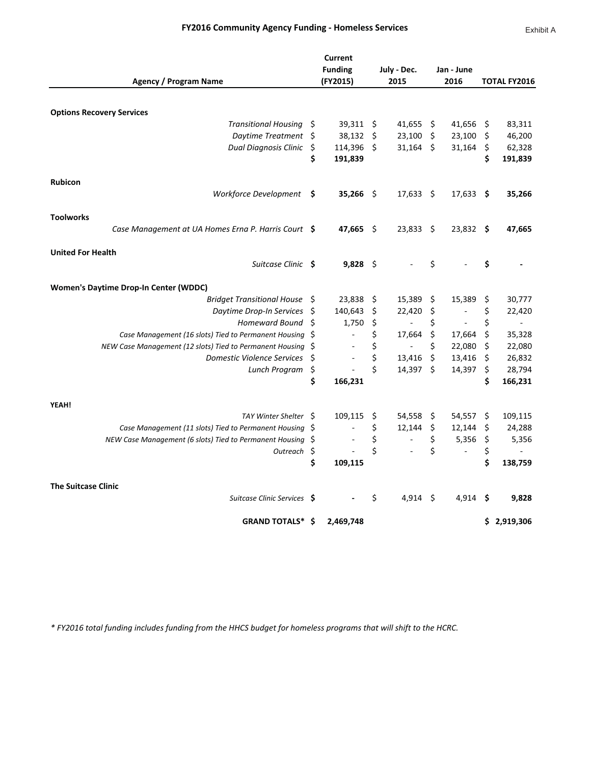# FY2016 Community Agency Funding - Homeless Services

Exhibit A

| Agency / Program Name | Current Funding (FY2015) | July - Dec. 2015 | Jan - June 2016 | TOTAL FY2016 |
|---|---|---|---|---|
| **Options Recovery Services** | | | | |
| *Transitional Housing* | $ 39,311 | $ 41,655 | $ 41,656 | $ 83,311 |
| *Daytime Treatment* | $ 38,132 | $ 23,100 | $ 23,100 | $ 46,200 |
| *Dual Diagnosis Clinic* | $ 114,396 | $ 31,164 | $ 31,164 | $ 62,328 |
| | **$ 191,839** | | | **$ 191,839** |
| **Rubicon** | | | | |
| *Workforce Development* | **$ 35,266** | $ 17,633 | $ 17,633 | **$ 35,266** |
| **Toolworks** | | | | |
| *Case Management at UA Homes Erna P. Harris Court* | **$ 47,665** | $ 23,833 | $ 23,832 | **$ 47,665** |
| **United For Health** | | | | |
| *Suitcase Clinic* | **$ 9,828** | $ - | $ - | **$ -** |
| **Women's Daytime Drop-In Center (WDDC)** | | | | |
| *Bridget Transitional House* | $ 23,838 | $ 15,389 | $ 15,389 | $ 30,777 |
| *Daytime Drop-In Services* | $ 140,643 | $ 22,420 | $ - | $ 22,420 |
| *Homeward Bound* | $ 1,750 | $ - | $ - | $ - |
| *Case Management (16 slots) Tied to Permanent Housing* | $ - | $ 17,664 | $ 17,664 | $ 35,328 |
| *NEW Case Management (12 slots) Tied to Permanent Housing* | $ - | $ - | $ 22,080 | $ 22,080 |
| *Domestic Violence Services* | $ - | $ 13,416 | $ 13,416 | $ 26,832 |
| *Lunch Program* | $ - | $ 14,397 | $ 14,397 | $ 28,794 |
| | **$ 166,231** | | | **$ 166,231** |
| **YEAH!** | | | | |
| *TAY Winter Shelter* | $ 109,115 | $ 54,558 | $ 54,557 | $ 109,115 |
| *Case Management (11 slots) Tied to Permanent Housing* | $ - | $ 12,144 | $ 12,144 | $ 24,288 |
| *NEW Case Management (6 slots) Tied to Permanent Housing* | $ - | $ - | $ 5,356 | $ 5,356 |
| *Outreach* | $ - | $ - | $ - | $ - |
| | **$ 109,115** | | | **$ 138,759** |
| **The Suitcase Clinic** | | | | |
| *Suitcase Clinic Services* | **$ -** | $ 4,914 | $ 4,914 | **$ 9,828** |
| **GRAND TOTALS*** | **$ 2,469,748** | | | **$ 2,919,306** |

*\* FY2016 total funding includes funding from the HHCS budget for homeless programs that will shift to the HCRC.*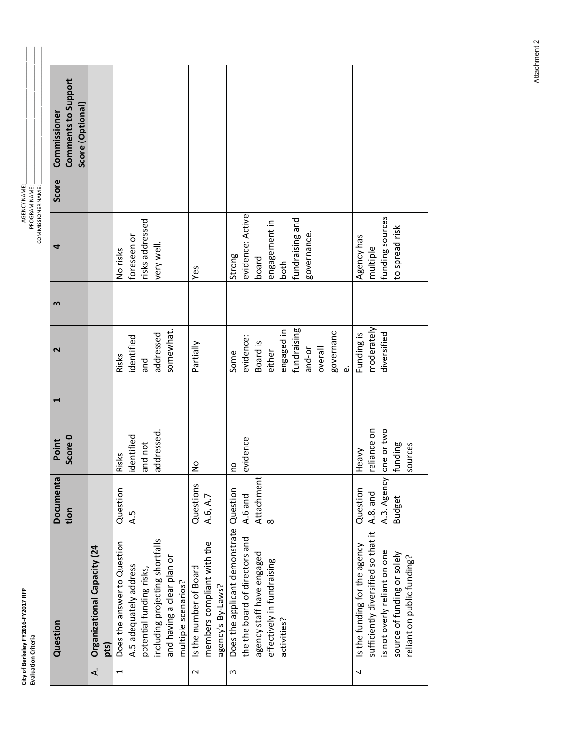**City of Berkeley FY2016-FY2017 RFP**
**Evaluation Criteria**

AGENCY NAME: \_\_\_\_\_\_\_\_\_\_\_\_\_\_\_\_
PROGRAM NAME: \_\_\_\_\_\_\_\_\_\_\_\_\_\_\_\_
COMMISSIONER NAME: \_\_\_\_\_\_\_\_\_\_\_\_\_\_\_\_

| | Question | Documentation | Point Score 0 | 1 | 2 | 3 | 4 | Score | Commissioner Comments to Support Score (Optional) |
|---|---|---|---|---|---|---|---|---|---|
| A. | **Organizational Capacity (24 pts)** | | | | | | | | |
| 1 | Does the answer to Question A.5 adequately address potential funding risks, including projecting shortfalls and having a clear plan or multiple scenarios? | Question A.5 | Risks identified and not addressed. | | Risks identified and addressed somewhat. | | No risks foreseen or risks addressed very well. | | |
| 2 | Is the number of Board members compliant with the agency's By-Laws? | Questions A.6, A.7 | No | | Partially | | Yes | | |
| 3 | Does the applicant demonstrate the the board of directors and agency staff have engaged effectively in fundraising activities? | Question A.6 and Attachment 8 | no evidence | | Some evidence: Board is either engaged in fundraising and-or overall governance. | | Strong evidence: Active board engagement in both fundraising and governance. | | |
| 4 | Is the funding for the agency sufficiently diversified so that it is not overly reliant on one source of funding or solely reliant on public funding? | Question A.8. and A.3. Agency Budget | Heavy reliance on one or two funding sources | | Funding is moderately diversified | | Agency has multiple funding sources to spread risk | | |

Attachment 2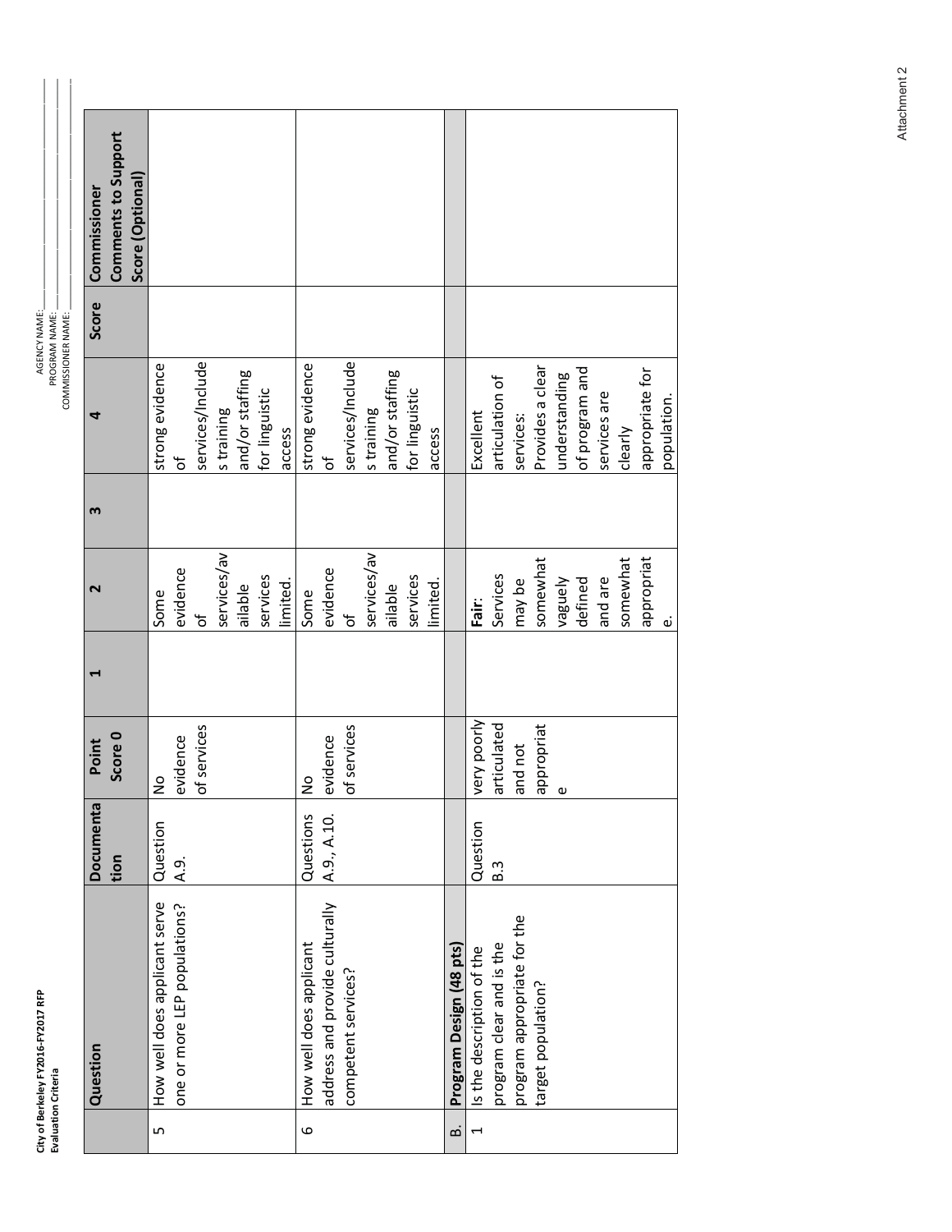**City of Berkeley FY2016-FY2017 RFP**
**Evaluation Criteria**

AGENCY NAME: \_\_\_\_\_\_\_\_\_\_
PROGRAM NAME: \_\_\_\_\_\_\_\_\_\_
COMMISSIONER NAME: \_\_\_\_\_\_\_\_\_\_

| | Question | Documentation | Point Score 0 | 1 | 2 | 3 | 4 | Score | Commissioner Comments to Support Score (Optional) |
|---|---|---|---|---|---|---|---|---|---|
| 5 | How well does applicant serve one or more LEP populations? | Question A.9. | No evidence of services | | Some evidence of services/available services limited. | | strong evidence of services/Includes training and/or staffing for linguistic access | | |
| 6 | How well does applicant address and provide culturally competent services? | Questions A.9., A.10. | No evidence of services | | Some evidence of services/available services limited. | | strong evidence of services/Includes training and/or staffing for linguistic access | | |
| B. | **Program Design (48 pts)** | | | | | | | | |
| 1 | Is the description of the program clear and is the program appropriate for the target population? | Question B.3 | very poorly articulated and not appropriate | | **Fair:** Services may be somewhat vaguely defined and are somewhat appropriate. | | Excellent articulation of services: Provides a clear understanding of program and services are clearly appropriate for population. | | |

Attachment 2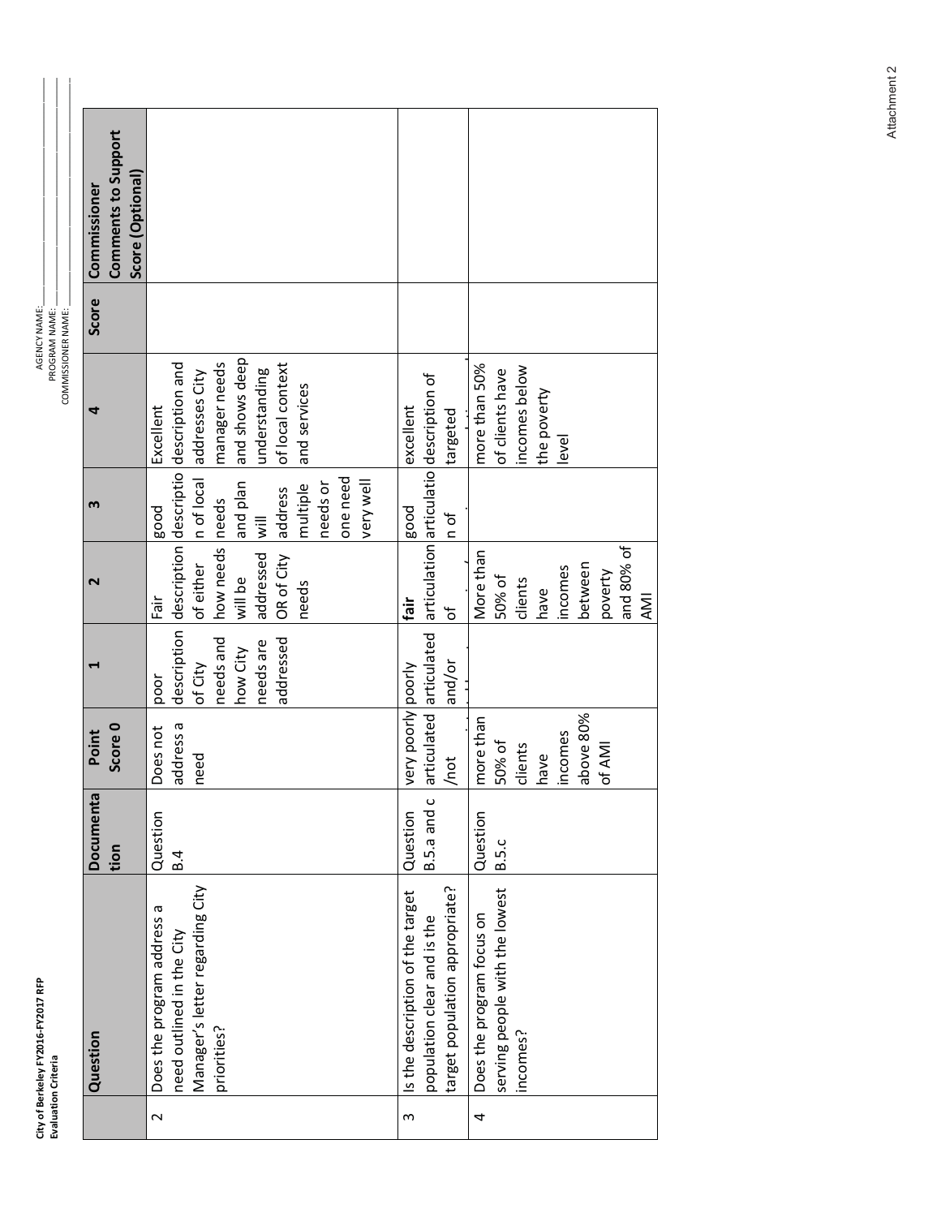**City of Berkeley FY2016-FY2017 RFP**
**Evaluation Criteria**

AGENCY NAME: ____________
PROGRAM NAME: ____________
COMMISSIONER NAME: ____________

| | Question | Documentation | Point Score 0 | 1 | 2 | 3 | 4 | Score | Commissioner Comments to Support Score (Optional) |
|---|---|---|---|---|---|---|---|---|---|
| 2 | Does the program address a need outlined in the City Manager's letter regarding City priorities? | Question B.4 | Does not address a need | poor description of City needs and how City needs are addressed | Fair description of either how needs will be addressed OR of City needs | good description of local needs and plan will address multiple needs or one need very well | Excellent description and addresses City manager needs and shows deep understanding of local context and services | | |
| 3 | Is the description of the target population clear and is the target population appropriate? | Question B.5.a and c | very poorly articulated /not | poorly articulated and/or | fair articulation of | good articulation of | excellent description of targeted | | |
| 4 | Does the program focus on serving people with the lowest incomes? | Question B.5.c | more than 50% of clients have incomes above 80% of AMI | | More than 50% of clients have incomes between poverty and 80% of AMI | | more than 50% of clients have incomes below the poverty level | | |

Attachment 2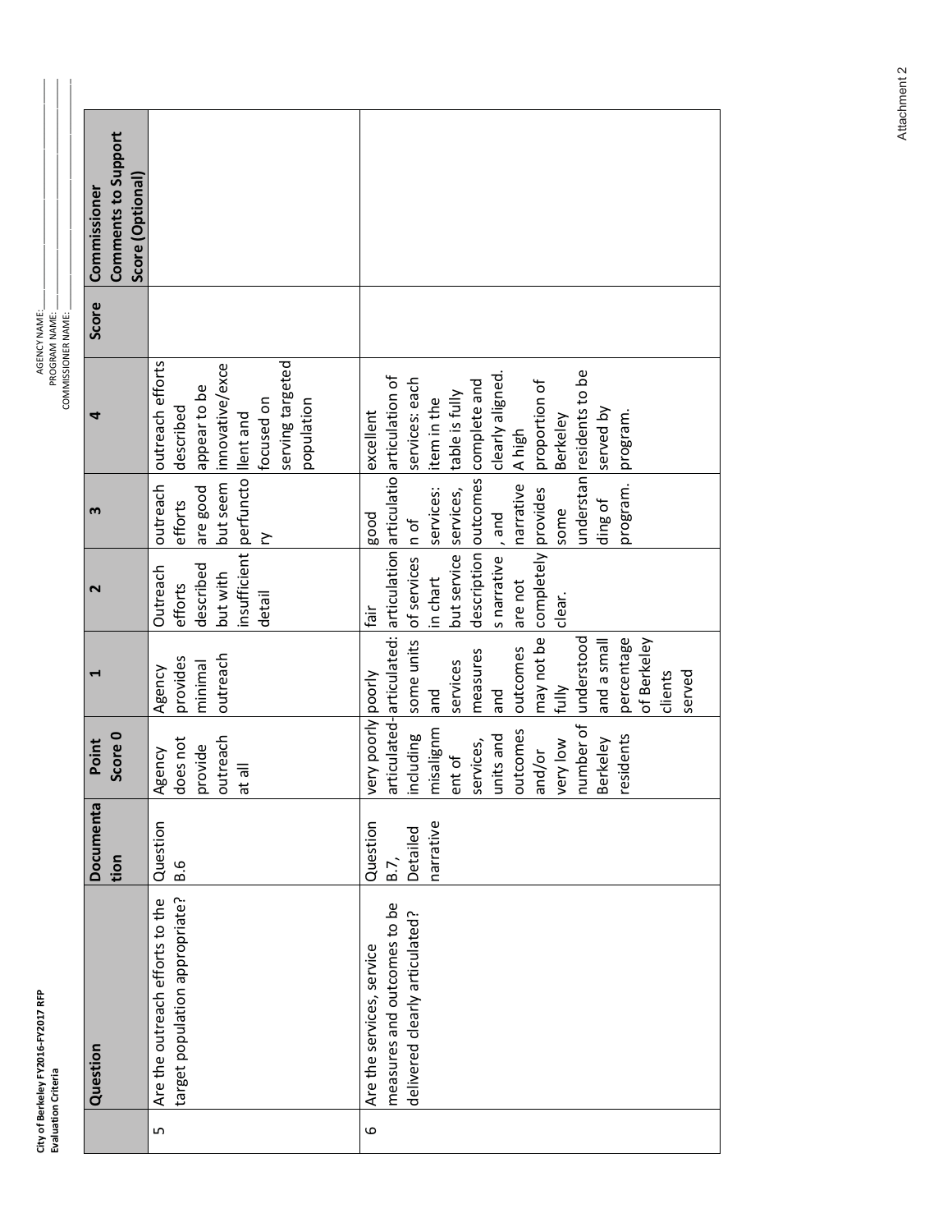**City of Berkeley FY2016-FY2017 RFP**
**Evaluation Criteria**

AGENCY NAME: ____________
PROGRAM NAME: ____________
COMMISSIONER NAME: ____________

| | Question | Documentation | Point Score 0 | 1 | 2 | 3 | 4 | Score | Commissioner Comments to Support Score (Optional) |
|---|---|---|---|---|---|---|---|---|---|
| 5 | Are the outreach efforts to the target population appropriate? | Question B.6 | Agency does not provide outreach at all | Agency provides minimal outreach | Outreach efforts described but with insufficient detail | outreach efforts are good but seem perfunctory | outreach efforts described appear to be innovative/excellent and focused on serving targeted population | | |
| 6 | Are the services, service measures and outcomes to be delivered clearly articulated? | Question B.7, Detailed narrative | very poorly articulated-including misalignment of services, units and outcomes and/or very low number of Berkeley residents | poorly articulated: some units and services measures and outcomes may not be fully understood and a small percentage of Berkeley clients served | fair articulation of services in chart but service descriptions narrative are not completely clear. | good articulation of services: services, outcomes, and narrative provides some understanding of program. | excellent articulation of services: each item in the table is fully complete and clearly aligned. A high proportion of Berkeley residents to be served by program. | | |

Attachment 2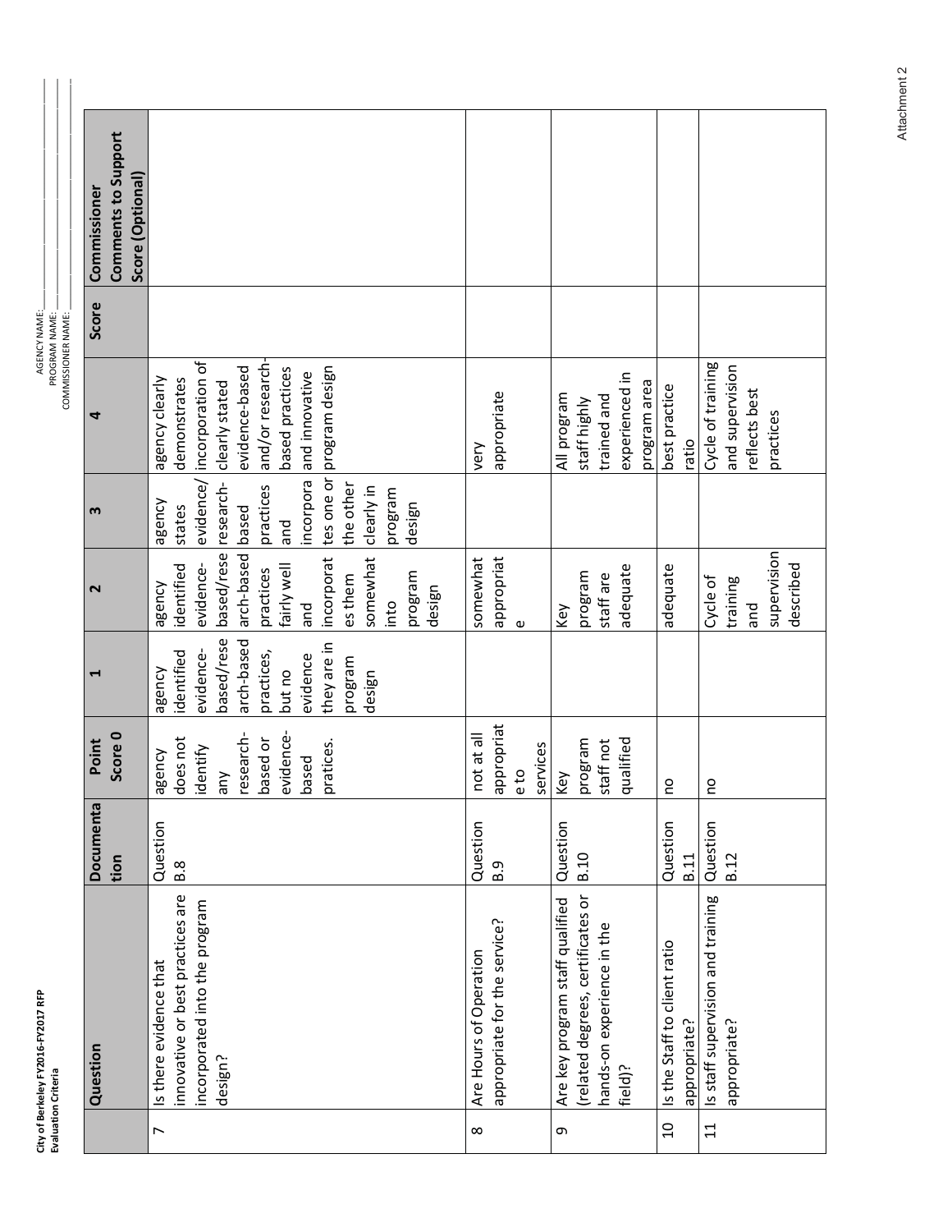**City of Berkeley FY2016-FY2017 RFP**
**Evaluation Criteria**

AGENCY NAME: ____________
PROGRAM NAME: ____________
COMMISSIONER NAME: ____________

| | Question | Documentation | Point Score 0 | 1 | 2 | 3 | 4 | Score | Commissioner Comments to Support Score (Optional) |
|---|---|---|---|---|---|---|---|---|---|
| 7 | Is there evidence that innovative or best practices are incorporated into the program design? | Question B.8 | agency does not identify any research-based or evidence-based pratices. | agency identified evidence-based/research-based practices, but no evidence they are in program design | agency identified evidence-based/research-based practices fairly well and incorporates them somewhat into program design | agency states evidence/research-based practices and incorporates one or the other clearly in program design | agency clearly demonstrates incorporation of clearly stated evidence-based and/or research-based practices and innovative program design | | |
| 8 | Are Hours of Operation appropriate for the service? | Question B.9 | not at all appropriate to services | | somewhat appropriate | | very appropriate | | |
| 9 | Are key program staff qualified (related degrees, certificates or hands-on experience in the field)? | Question B.10 | Key program staff not qualified | | Key program staff are adequate | | All program staff highly trained and experienced in program area | | |
| 10 | Is the Staff to client ratio appropriate? | Question B.11 | no | | adequate | | best practice ratio | | |
| 11 | Is staff supervision and training appropriate? | Question B.12 | no | | Cycle of training and supervision described | | Cycle of training and supervision reflects best practices | | |

Attachment 2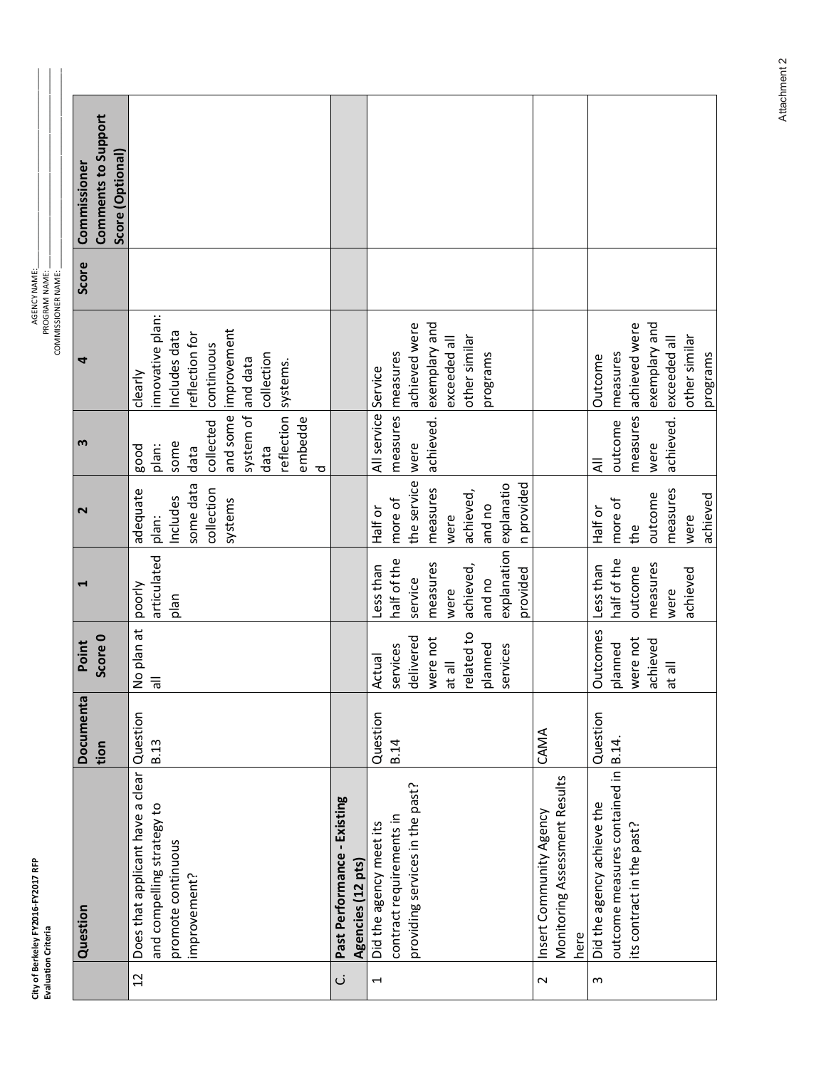**City of Berkeley FY2016-FY2017 RFP**
**Evaluation Criteria**

AGENCY NAME: ____________
PROGRAM NAME: ____________
COMMISSIONER NAME: ____________

| | Question | Documentation | Point Score 0 | 1 | 2 | 3 | 4 | Score | Commissioner Comments to Support Score (Optional) |
|---|---|---|---|---|---|---|---|---|---|
| 12 | Does that applicant have a clear and compelling strategy to promote continuous improvement? | Question B.13 | No plan at all | poorly articulated plan | adequate plan: Includes some data collection systems | good plan: some data collected and some system of data reflection embedded | clearly innovative plan: Includes data reflection for continuous improvement and data collection systems. | | |
| C. | **Past Performance - Existing Agencies (12 pts)** | | | | | | | | |
| 1 | Did the agency meet its contract requirements in providing services in the past? | Question B.14 | Actual services delivered were not at all related to planned services | Less than half of the service measures were achieved, and no explanation provided | Half or more of the service measures were achieved, and no explanation provided | All service measures were achieved. | Service measures achieved were exemplary and exceeded all other similar programs | | |
| 2 | Insert Community Agency Monitoring Assessment Results here | CAMA | | | | | | | |
| 3 | Did the agency achieve the outcome measures contained in its contract in the past? | Question B.14. | Outcomes planned were not achieved at all | Less than half of the outcome measures were achieved | Half or more of the outcome measures were achieved | All outcome measures were achieved. | Outcome measures achieved were exemplary and exceeded all other similar programs | | |

Attachment 2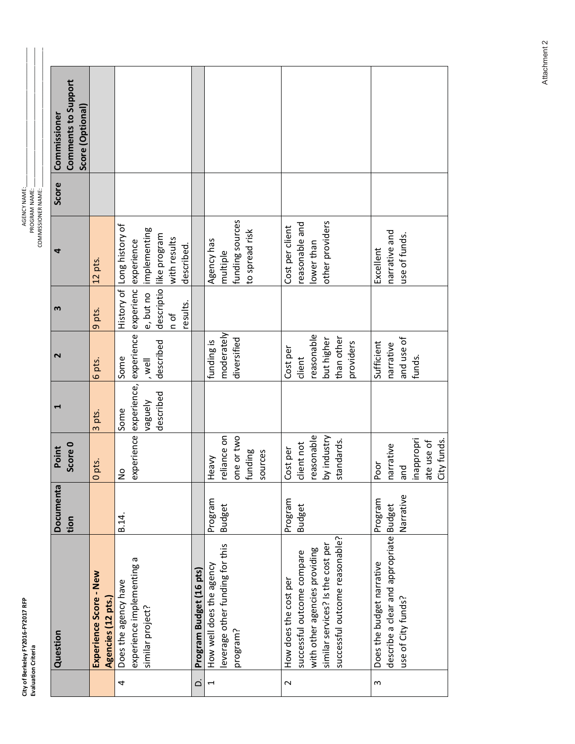City of Berkeley FY2016-FY2017 RFP
Evaluation Criteria

AGENCY NAME: ______
PROGRAM NAME: ______
COMMISSIONER NAME: ______

| | Question | Documentation | Point Score 0 | 1 | 2 | 3 | 4 | Score | Commissioner Comments to Support Score (Optional) |
|---|---|---|---|---|---|---|---|---|---|
| | **Experience Score - New Agencies (12 pts.)** | | 0 pts. | 3 pts. | 6 pts. | 9 pts. | 12 pts. | | |
| 4 | Does the agency have experience implementing a similar project? | B.14. | No experience | Some experience, vaguely described | Some experience, well described | History of experience, but no description of results. | Long history of experience implementing like program with results described. | | |
| D. | **Program Budget (16 pts)** | | | | | | | | |
| 1 | How well does the agency leverage other funding for this program? | Program Budget | Heavy reliance on one or two funding sources | | funding is moderately diversified | | Agency has multiple funding sources to spread risk | | |
| 2 | How does the cost per successful outcome compare with other agencies providing similar services? Is the cost per successful outcome reasonable? | Program Budget | Cost per client not reasonable by industry standards. | | Cost per client reasonable but higher than other providers | | Cost per client reasonable and lower than other providers | | |
| 3 | Does the budget narrative describe a clear and appropriate use of City funds? | Program Budget Narrative | Poor narrative and inappropriate use of City funds. | | Sufficient narrative and use of funds. | | Excellent narrative and use of funds. | | |

Attachment 2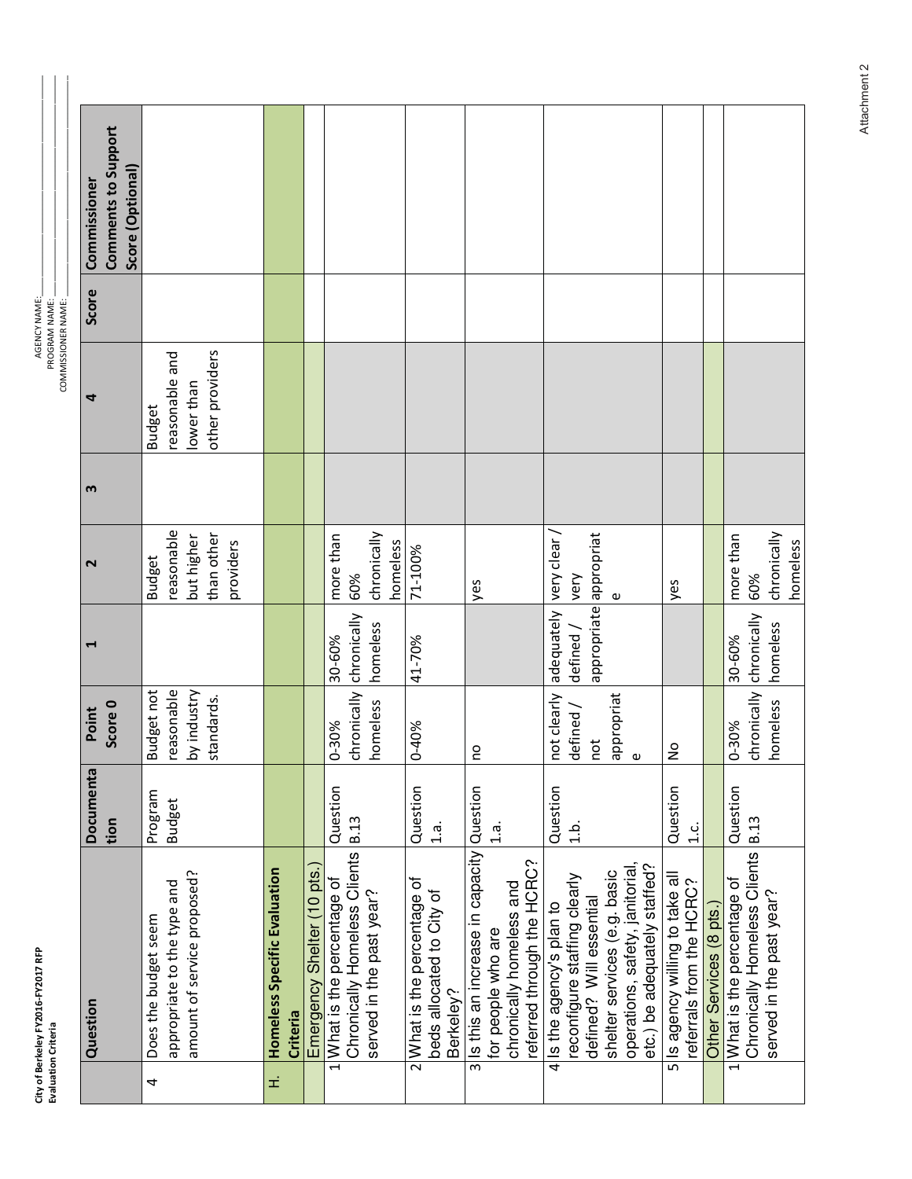City of Berkeley FY2016-FY2017 RFP
Evaluation Criteria

AGENCY NAME: ____________
PROGRAM NAME: ____________
COMMISSIONER NAME: ____________

| | Question | Documentation | Point Score 0 | 1 | 2 | 3 | 4 | Score | Commissioner Comments to Support Score (Optional) |
|---|---|---|---|---|---|---|---|---|---|
| 4 | Does the budget seem appropriate to the type and amount of service proposed? | Program Budget | Budget not reasonable by industry standards. | | Budget reasonable but higher than other providers | | Budget reasonable and lower than other providers | | |
| H. | **Homeless Specific Evaluation Criteria** | | | | | | | | |
| | Emergency Shelter (10 pts.) | | | | | | | | |
| 1 | What is the percentage of Chronically Homeless Clients served in the past year? | Question B.13 | 0-30% chronically homeless | 30-60% chronically homeless | more than 60% chronically homeless | | | | |
| 2 | What is the percentage of beds allocated to City of Berkeley? | Question 1.a. | 0-40% | 41-70% | 71-100% | | | | |
| 3 | Is this an increase in capacity for people who are chronically homeless and referred through the HCRC? | Question 1.a. | no | | yes | | | | |
| 4 | Is the agency's plan to reconfigure staffing clearly defined? Will essential shelter services (e.g. basic operations, safety, janitorial, etc.) be adequately staffed? | Question 1.b. | not clearly defined / not appropriate | adequately defined / appropriate | very clear / very appropriate | | | | |
| 5 | Is agency willing to take all referrals from the HCRC? | Question 1.c. | No | | yes | | | | |
| | Other Services (8 pts.) | | | | | | | | |
| 1 | What is the percentage of Chronically Homeless Clients served in the past year? | Question B.13 | 0-30% chronically homeless | 30-60% chronically homeless | more than 60% chronically homeless | | | | |

Attachment 2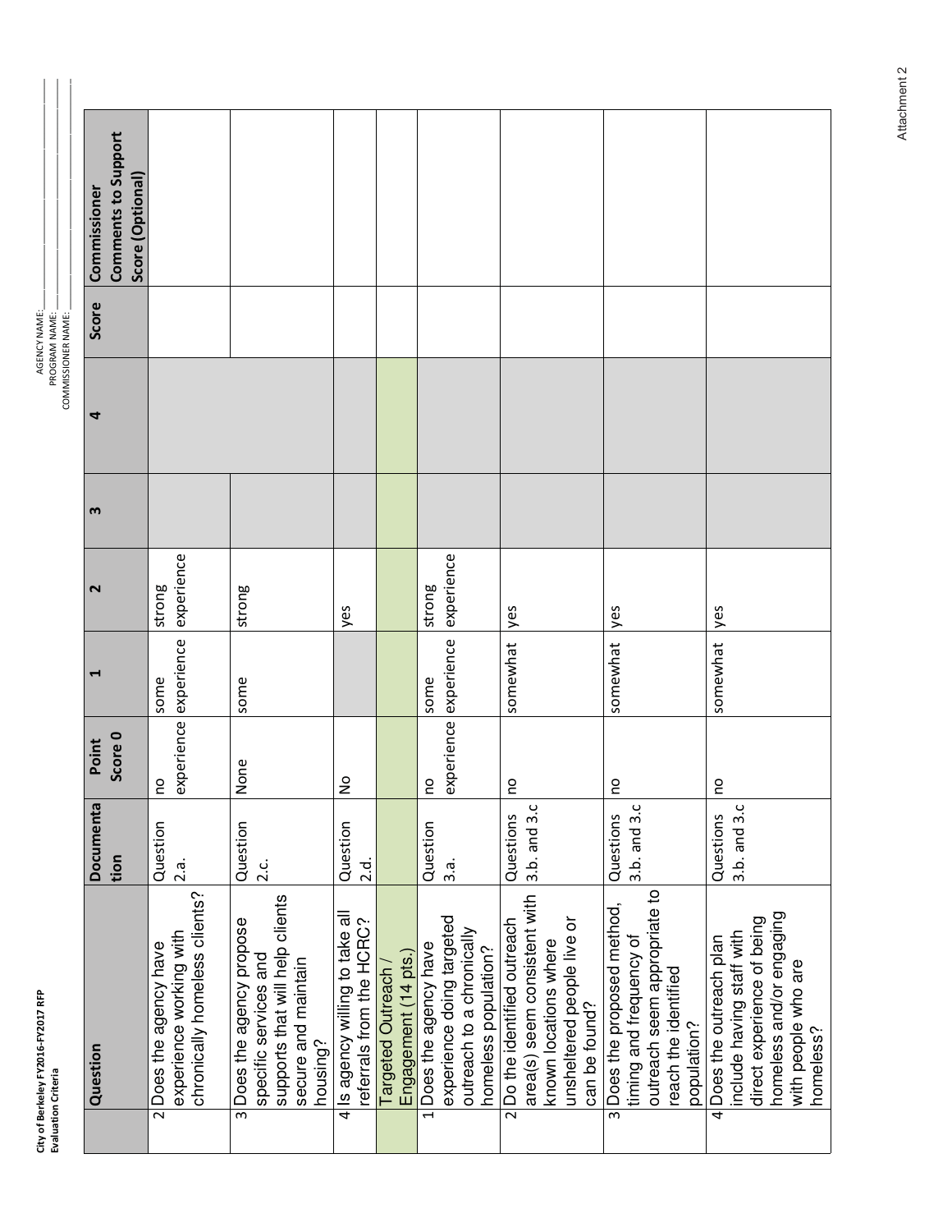**City of Berkeley FY2016-FY2017 RFP**
**Evaluation Criteria**

AGENCY NAME: ___________
PROGRAM NAME: ___________
COMMISSIONER NAME: ___________

| | Question | Documentation | Point Score 0 | 1 | 2 | 3 | 4 | Score | Commissioner Comments to Support Score (Optional) |
|---|---|---|---|---|---|---|---|---|---|
| 2 | Does the agency have experience working with chronically homeless clients? | Question 2.a. | no experience | some experience | strong experience | | | | |
| 3 | Does the agency propose specific services and supports that will help clients secure and maintain housing? | Question 2.c. | None | some | strong | | | | |
| 4 | Is agency willing to take all referrals from the HCRC? | Question 2.d. | No | | yes | | | | |
| | Targeted Outreach / Engagement (14 pts.) | | | | | | | | |
| 1 | Does the agency have experience doing targeted outreach to a chronically homeless population? | Question 3.a. | no experience | some experience | strong experience | | | | |
| 2 | Do the identified outreach area(s) seem consistent with known locations where unsheltered people live or can be found? | Questions 3.b. and 3.c | no | somewhat | yes | | | | |
| 3 | Does the proposed method, timing and frequency of outreach seem appropriate to reach the identified population? | Questions 3.b. and 3.c | no | somewhat | yes | | | | |
| 4 | Does the outreach plan include having staff with direct experience of being homeless and/or engaging with people who are homeless? | Questions 3.b. and 3.c | no | somewhat | yes | | | | |

Attachment 2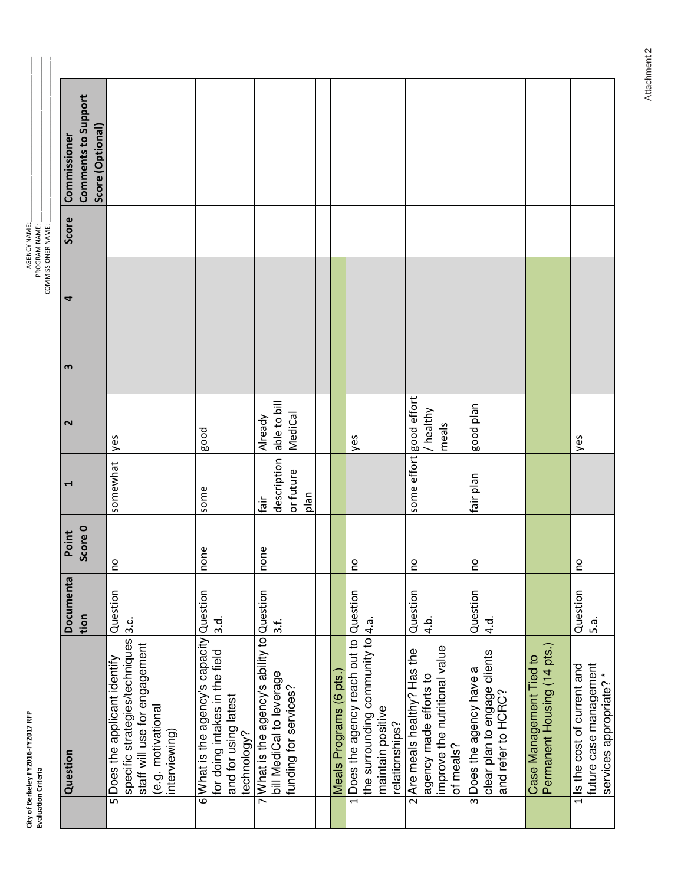**City of Berkeley FY2016-FY2017 RFP**
**Evaluation Criteria**

AGENCY NAME: ___
PROGRAM NAME: ___
COMMISSIONER NAME: ___

| | Question | Documentation | Point Score 0 | 1 | 2 | 3 | 4 | Score | Commissioner Comments to Support Score (Optional) |
|---|---|---|---|---|---|---|---|---|---|
| 5 | Does the applicant identify specific strategies/techniques staff will use for engagement (e.g. motivational interviewing) | Question 3.c. | no | somewhat | yes | | | | |
| 6 | What is the agency's capacity for doing intakes in the field and for using latest technology? | Question 3.d. | none | some | good | | | | |
| 7 | What is the agency's ability to bill MediCal to leverage funding for services? | Question 3.f. | none | fair description or future plan | Already able to bill MediCal | | | | |
| | | | | | | | | | |
| | Meals Programs (6 pts.) | | | | | | | | |
| 1 | Does the agency reach out to the surrounding community to maintain positive relationships? | Question 4.a. | no | | yes | | | | |
| 2 | Are meals healthy? Has the agency made efforts to improve the nutritional value of meals? | Question 4.b. | no | some effort | good effort / healthy meals | | | | |
| 3 | Does the agency have a clear plan to engage clients and refer to HCRC? | Question 4.d. | no | fair plan | good plan | | | | |
| | | | | | | | | | |
| | Case Management Tied to Permanent Housing (14 pts.) | | | | | | | | |
| 1 | Is the cost of current and future case management services appropriate? * | Question 5.a. | no | | yes | | | | |

Attachment 2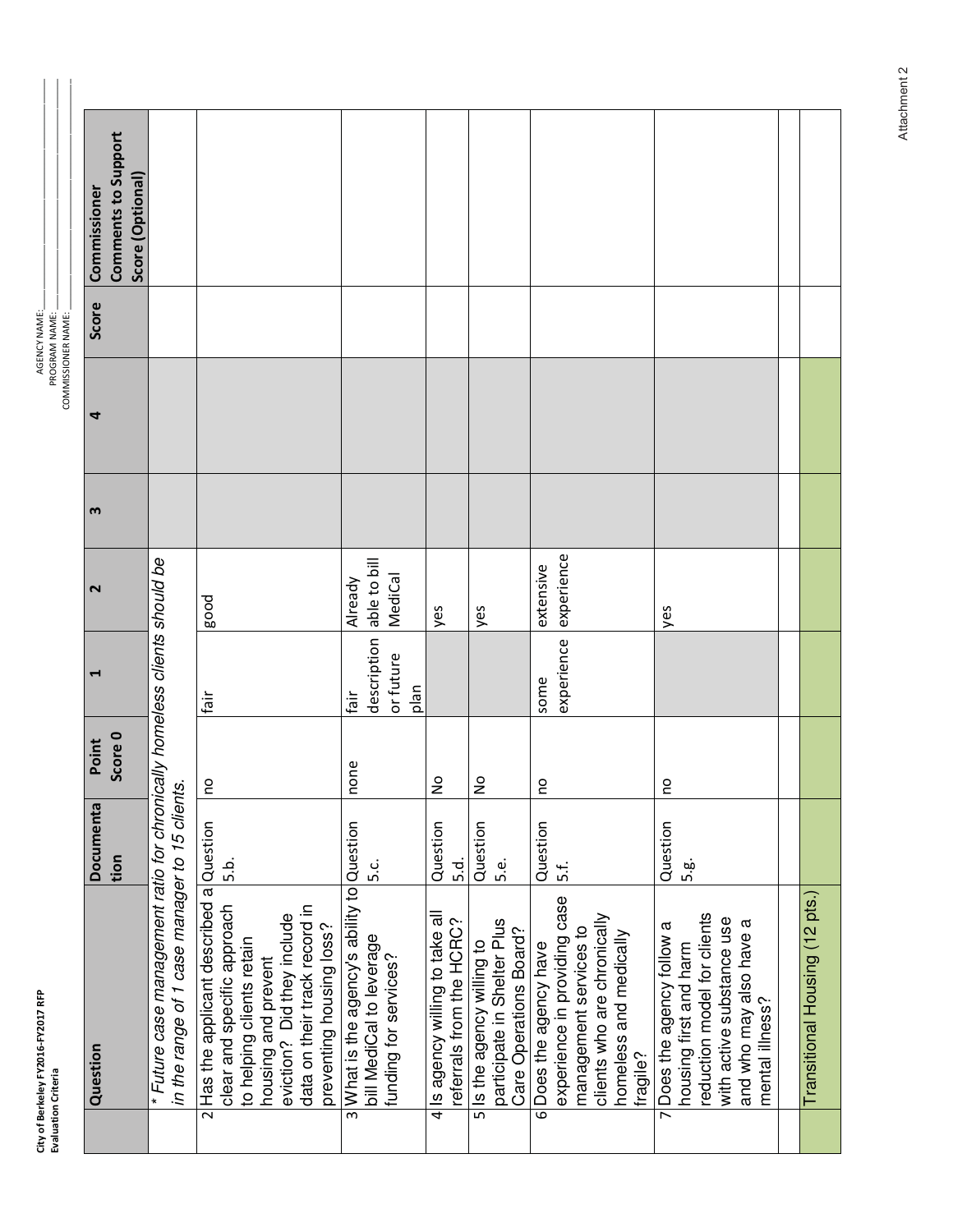**City of Berkeley FY2016-FY2017 RFP**
**Evaluation Criteria**

AGENCY NAME: ______________________
PROGRAM NAME: ______________________
COMMISSIONER NAME: ______________________

| | Question | Documentation | Point Score 0 | 1 | 2 | 3 | 4 | Score | Commissioner Comments to Support Score (Optional) |
|---|---|---|---|---|---|---|---|---|---|
| | *\* Future case management ratio for chronically homeless clients should be in the range of 1 case manager to 15 clients.* | | | | | | | | |
| 2 | Has the applicant described a clear and specific approach to helping clients retain housing and prevent eviction? Did they include data on their track record in preventing housing loss? | Question 5.b. | no | fair | good | | | | |
| 3 | What is the agency's ability to bill MediCal to leverage funding for services? | Question 5.c. | none | fair description or future plan | Already able to bill MediCal | | | | |
| 4 | Is agency willing to take all referrals from the HCRC? | Question 5.d. | No | | yes | | | | |
| 5 | Is the agency willing to participate in Shelter Plus Care Operations Board? | Question 5.e. | No | | yes | | | | |
| 6 | Does the agency have experience in providing case management services to clients who are chronically homeless and medically fragile? | Question 5.f. | no | some experience | extensive experience | | | | |
| 7 | Does the agency follow a housing first and harm reduction model for clients with active substance use and who may also have a mental illness? | Question 5.g. | no | | yes | | | | |
| | | | | | | | | | |
| | Transitional Housing (12 pts.) | | | | | | | | |

Attachment 2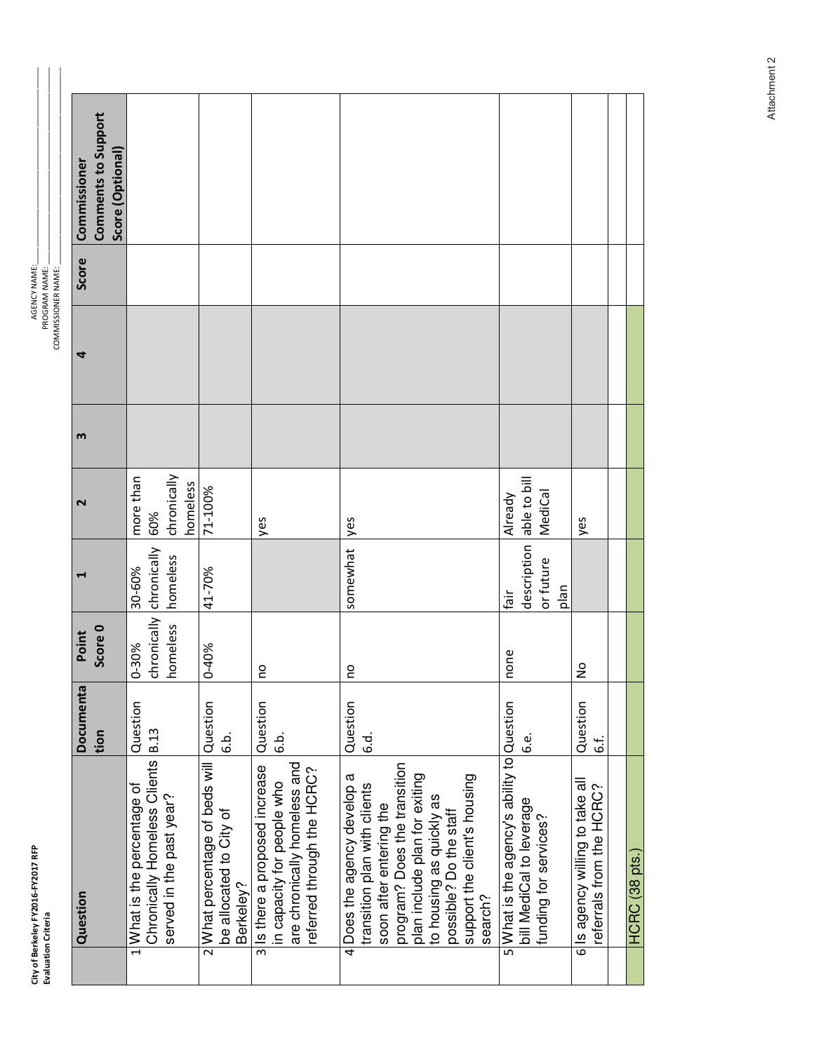**City of Berkeley FY2016-FY2017 RFP**
**Evaluation Criteria**

AGENCY NAME: ____________
PROGRAM NAME: ____________
COMMISSIONER NAME: ____________

| | Question | Documentation | Point Score 0 | 1 | 2 | 3 | 4 | Score | Commissioner Comments to Support Score (Optional) |
|---|---|---|---|---|---|---|---|---|---|
| 1 | What is the percentage of Chronically Homeless Clients served in the past year? | Question B.13 | 0-30% chronically homeless | 30-60% chronically homeless | more than 60% chronically homeless | | | | |
| 2 | What percentage of beds will be allocated to City of Berkeley? | Question 6.b. | 0-40% | 41-70% | 71-100% | | | | |
| 3 | Is there a proposed increase in capacity for people who are chronically homeless and referred through the HCRC? | Question 6.b. | no | | yes | | | | |
| 4 | Does the agency develop a transition plan with clients soon after entering the program? Does the transition plan include plan for exiting to housing as quickly as possible? Do the staff support the client's housing search? | Question 6.d. | no | somewhat | yes | | | | |
| 5 | What is the agency's ability to bill MediCal to leverage funding for services? | Question 6.e. | none | fair description or future plan | Already able to bill MediCal | | | | |
| 6 | Is agency willing to take all referrals from the HCRC? | Question 6.f. | No | | yes | | | | |
| | | | | | | | | | |
| | HCRC (38 pts.) | | | | | | | | |

Attachment 2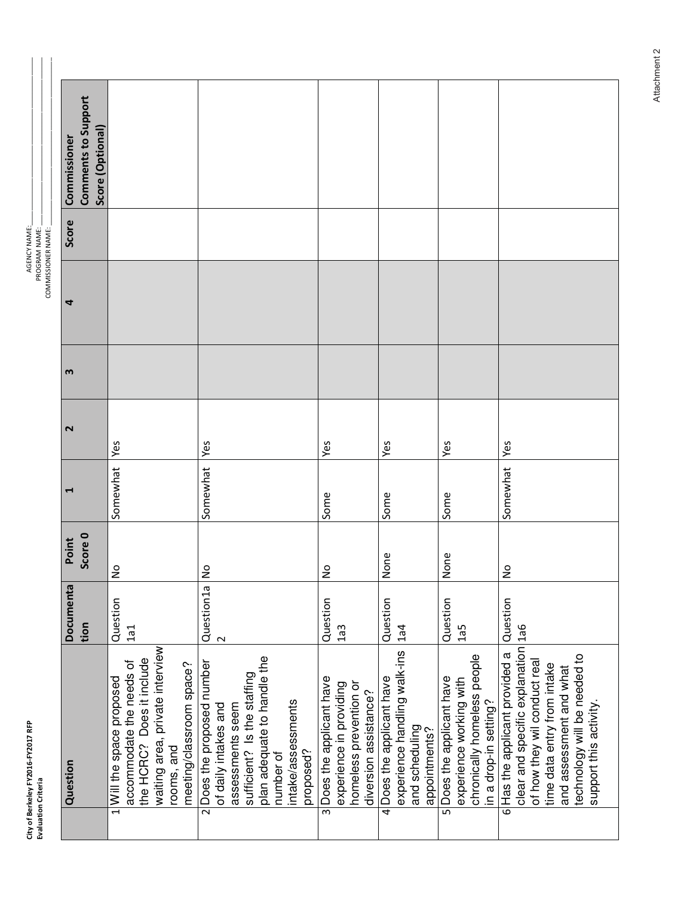**City of Berkeley FY2016-FY2017 RFP**
**Evaluation Criteria**

AGENCY NAME: \_\_\_\_\_\_\_\_\_\_
PROGRAM NAME: \_\_\_\_\_\_\_\_\_\_
COMMISSIONER NAME: \_\_\_\_\_\_\_\_\_\_

| | Question | Documentation | Point Score 0 | 1 | 2 | 3 | 4 | Score | Commissioner Comments to Support Score (Optional) |
|---|---|---|---|---|---|---|---|---|---|
| 1 | Will the space proposed accommodate the needs of the HCRC? Does it include waiting area, private interview rooms, and meeting/classroom space? | Question 1a1 | No | Somewhat | Yes | | | | |
| 2 | Does the proposed number of daily intakes and assessments seem sufficient? Is the staffing plan adequate to handle the number of intake/assessments proposed? | Question1a 2 | No | Somewhat | Yes | | | | |
| 3 | Does the applicant have experience in providing homeless prevention or diversion assistance? | Question 1a3 | No | Some | Yes | | | | |
| 4 | Does the applicant have experience handling walk-ins and scheduling appointments? | Question 1a4 | None | Some | Yes | | | | |
| 5 | Does the applicant have experience working with chronically homeless people in a drop-in setting? | Question 1a5 | None | Some | Yes | | | | |
| 6 | Has the applicant provided a clear and specific explanation of how they wil conduct real time data entry from intake and assessment and what technology will be needed to support this activity. | Question 1a6 | No | Somewhat | Yes | | | | |

Attachment 2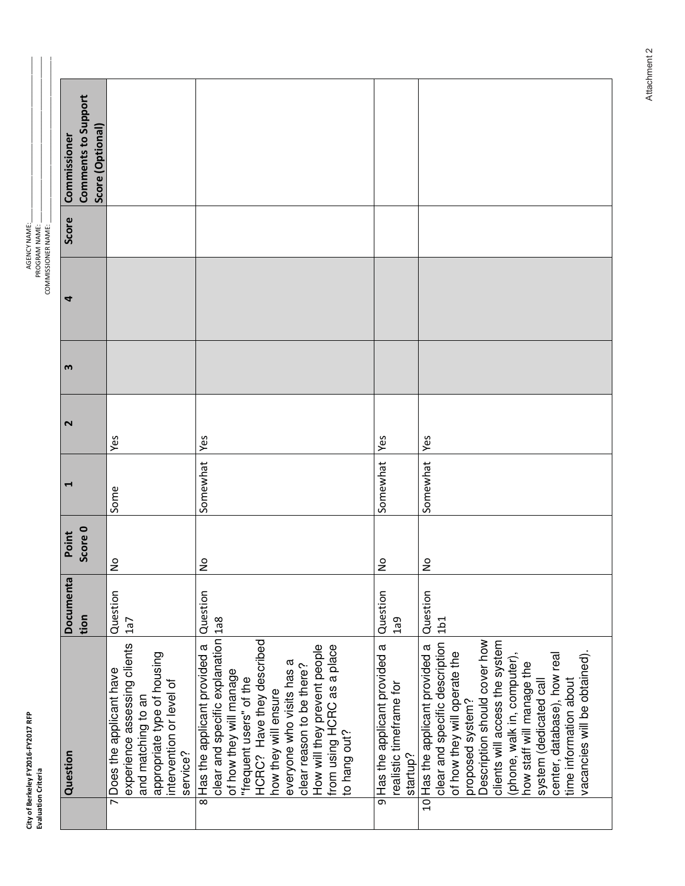City of Berkeley FY2016-FY2017 RFP
Evaluation Criteria

AGENCY NAME:
PROGRAM NAME:
COMMISSIONER NAME:

| | Question | Documentation | Point Score 0 | 1 | 2 | 3 | 4 | Score | Commissioner Comments to Support Score (Optional) |
|---|---|---|---|---|---|---|---|---|---|
| 7 | Does the applicant have experience assessing clients and matching to an appropriate type of housing intervention or level of service? | Question 1a7 | No | Some | Yes | | | | |
| 8 | Has the applicant provided a clear and specific explanation of how they will manage "frequent users" of the HCRC? Have they described how they will ensure everyone who visits has a clear reason to be there? How will they prevent people from using HCRC as a place to hang out? | Question 1a8 | No | Somewhat | Yes | | | | |
| 9 | Has the applicant provided a realistic timeframe for startup? | Question 1a9 | No | Somewhat | Yes | | | | |
| 10 | Has the applicant provided a clear and specific description of how they will operate the proposed system? Description should cover how clients will access the system (phone, walk in, computer), how staff will manage the system (dedicated call center, database), how real time information about vacancies will be obtained). | Question 1b1 | No | Somewhat | Yes | | | | |

Attachment 2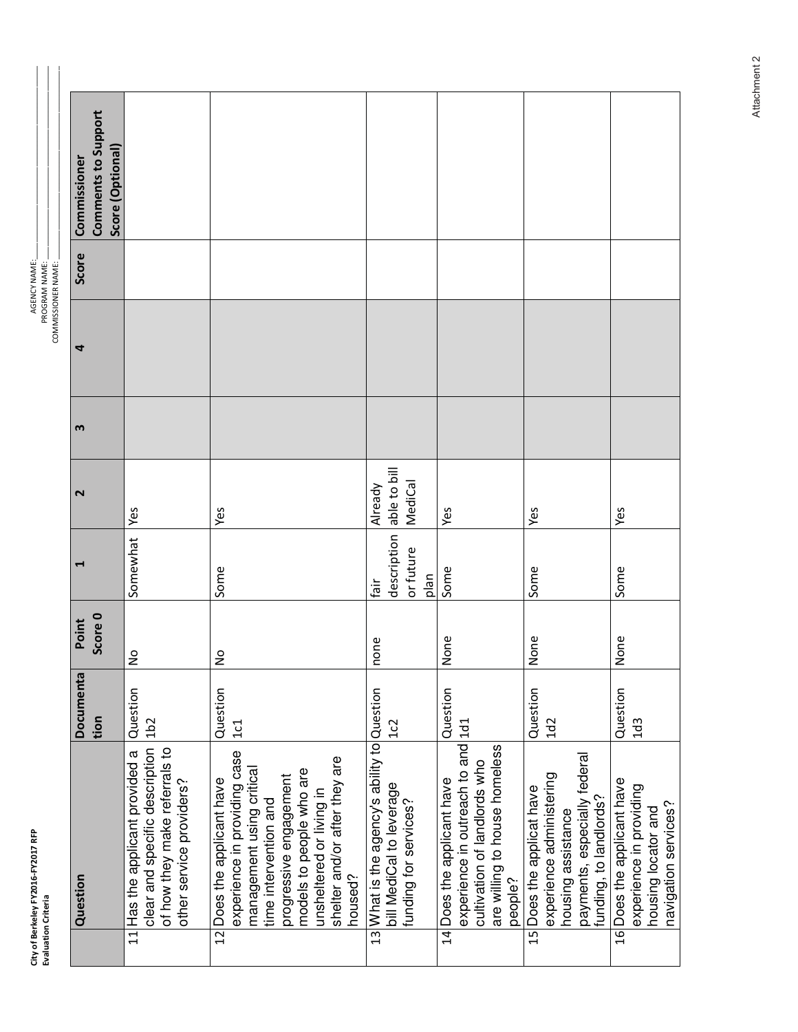**City of Berkeley FY2016-FY2017 RFP**
**Evaluation Criteria**

AGENCY NAME: \_\_\_\_\_\_\_\_\_\_\_\_\_\_\_\_\_\_
PROGRAM NAME: \_\_\_\_\_\_\_\_\_\_\_\_\_\_\_\_\_\_
COMMISSIONER NAME: \_\_\_\_\_\_\_\_\_\_\_\_\_\_\_\_\_\_

| | Question | Documentation | Point Score 0 | 1 | 2 | 3 | 4 | Score | Commissioner Comments to Support Score (Optional) |
|---|---|---|---|---|---|---|---|---|---|
| 11 | Has the applicant provided a clear and specific description of how they make referrals to other service providers? | Question 1b2 | No | Somewhat | Yes | | | | |
| 12 | Does the applicant have experience in providing case management using critical time intervention and progressive engagement models to people who are unsheltered or living in shelter and/or after they are housed? | Question 1c1 | No | Some | Yes | | | | |
| 13 | What is the agency's ability to bill MediCal to leverage funding for services? | Question 1c2 | none | fair description or future plan | Already able to bill MediCal | | | | |
| 14 | Does the applicant have experience in outreach to and cultivation of landlords who are willing to house homeless people? | Question 1d1 | None | Some | Yes | | | | |
| 15 | Does the applicat have experience administering housing assistance payments, especially federal funding, to landlords? | Question 1d2 | None | Some | Yes | | | | |
| 16 | Does the applicant have experience in providing housing locator and navigation services? | Question 1d3 | None | Some | Yes | | | | |

Attachment 2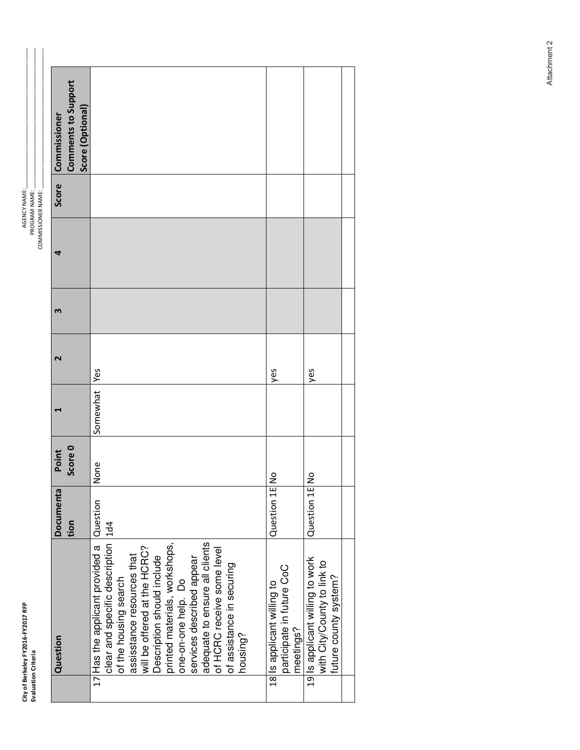City of Berkeley FY2016-FY2017 RFP
Evaluation Criteria

AGENCY NAME: \_\_\_\_\_\_\_\_\_\_
PROGRAM NAME: \_\_\_\_\_\_\_\_\_\_
COMMISSIONER NAME: \_\_\_\_\_\_\_\_\_\_

| | Question | Documentation | Point Score 0 | 1 | 2 | 3 | 4 | Score | Commissioner Comments to Support Score (Optional) |
|---|---|---|---|---|---|---|---|---|---|
| 17 | Has the applicant provided a clear and specific description of the housing search assisstance resources that will be offered at the HCRC? Description should include printed materials, workshops, one-on-one help. Do services described appear adequate to ensure all clients of HCRC receive some level of assistance in securing housing? | Question 1d4 | None | Somewhat | Yes | | | | |
| 18 | Is applicant willing to participate in future CoC meetings? | Question 1E | No | | yes | | | | |
| 19 | Is applicant willing to work with City/County to link to future county system? | Question 1E | No | | yes | | | | |
| | | | | | | | | | |

Attachment 2